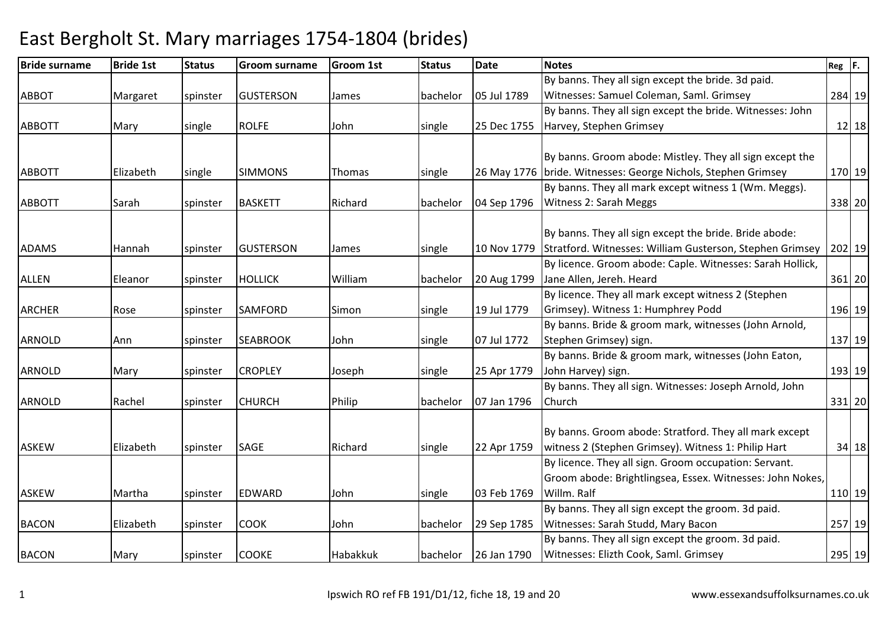# East Bergholt St. Mary marriages 1754-1804 (brides)

| Bride surname | Bride 1st | Status | Groom surname | Groom 1st | Status | Date | Notes | Reg | F. |
|---|---|---|---|---|---|---|---|---|---|
| ABBOT | Margaret | spinster | GUSTERSON | James | bachelor | 05 Jul 1789 | By banns. They all sign except the bride. 3d paid. Witnesses: Samuel Coleman, Saml. Grimsey | 284 | 19 |
| ABBOTT | Mary | single | ROLFE | John | single | 25 Dec 1755 | By banns. They all sign except the bride. Witnesses: John Harvey, Stephen Grimsey | 12 | 18 |
| ABBOTT | Elizabeth | single | SIMMONS | Thomas | single | 26 May 1776 | By banns. Groom abode: Mistley. They all sign except the bride. Witnesses: George Nichols, Stephen Grimsey | 170 | 19 |
| ABBOTT | Sarah | spinster | BASKETT | Richard | bachelor | 04 Sep 1796 | By banns. They all mark except witness 1 (Wm. Meggs). Witness 2: Sarah Meggs | 338 | 20 |
| ADAMS | Hannah | spinster | GUSTERSON | James | single | 10 Nov 1779 | By banns. They all sign except the bride. Bride abode: Stratford. Witnesses: William Gusterson, Stephen Grimsey | 202 | 19 |
| ALLEN | Eleanor | spinster | HOLLICK | William | bachelor | 20 Aug 1799 | By licence. Groom abode: Caple. Witnesses: Sarah Hollick, Jane Allen, Jereh. Heard | 361 | 20 |
| ARCHER | Rose | spinster | SAMFORD | Simon | single | 19 Jul 1779 | By licence. They all mark except witness 2 (Stephen Grimsey). Witness 1: Humphrey Podd | 196 | 19 |
| ARNOLD | Ann | spinster | SEABROOK | John | single | 07 Jul 1772 | By banns. Bride & groom mark, witnesses (John Arnold, Stephen Grimsey) sign. | 137 | 19 |
| ARNOLD | Mary | spinster | CROPLEY | Joseph | single | 25 Apr 1779 | By banns. Bride & groom mark, witnesses (John Eaton, John Harvey) sign. | 193 | 19 |
| ARNOLD | Rachel | spinster | CHURCH | Philip | bachelor | 07 Jan 1796 | By banns. They all sign. Witnesses: Joseph Arnold, John Church | 331 | 20 |
| ASKEW | Elizabeth | spinster | SAGE | Richard | single | 22 Apr 1759 | By banns. Groom abode: Stratford. They all mark except witness 2 (Stephen Grimsey). Witness 1: Philip Hart | 34 | 18 |
| ASKEW | Martha | spinster | EDWARD | John | single | 03 Feb 1769 | By licence. They all sign. Groom occupation: Servant. Groom abode: Brightlingsea, Essex. Witnesses: John Nokes, Willm. Ralf | 110 | 19 |
| BACON | Elizabeth | spinster | COOK | John | bachelor | 29 Sep 1785 | By banns. They all sign except the groom. 3d paid. Witnesses: Sarah Studd, Mary Bacon | 257 | 19 |
| BACON | Mary | spinster | COOKE | Habakkuk | bachelor | 26 Jan 1790 | By banns. They all sign except the groom. 3d paid. Witnesses: Elizth Cook, Saml. Grimsey | 295 | 19 |

Ipswich RO ref FB 191/D1/12, fiche 18, 19 and 20 — www.essexandsuffolksurnames.co.uk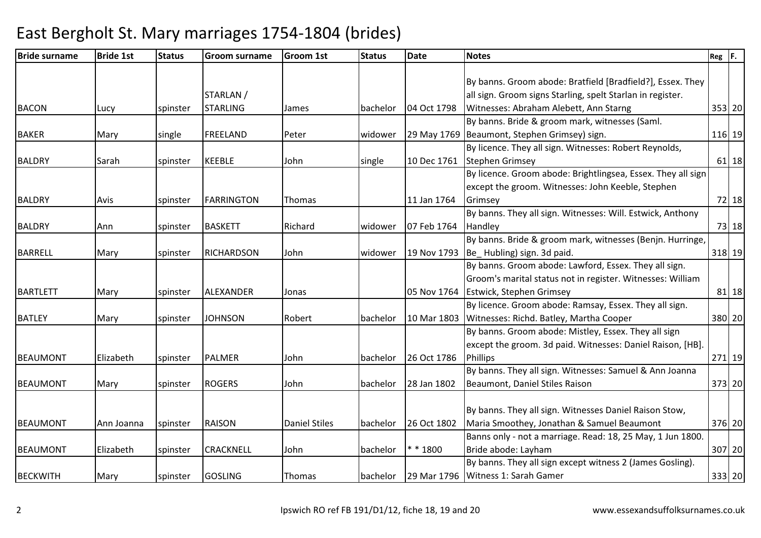# East Bergholt St. Mary marriages 1754-1804 (brides)

| Bride surname | Bride 1st | Status | Groom surname | Groom 1st | Status | Date | Notes | Reg | F. |
|---|---|---|---|---|---|---|---|---|---|
| BACON | Lucy | spinster | STARLAN / STARLING | James | bachelor | 04 Oct 1798 | By banns. Groom abode: Bratfield [Bradfield?], Essex. They all sign. Groom signs Starling, spelt Starlan in register. Witnesses: Abraham Alebett, Ann Starng | 353 | 20 |
| BAKER | Mary | single | FREELAND | Peter | widower | 29 May 1769 | By banns. Bride & groom mark, witnesses (Saml. Beaumont, Stephen Grimsey) sign. | 116 | 19 |
| BALDRY | Sarah | spinster | KEEBLE | John | single | 10 Dec 1761 | By licence. They all sign. Witnesses: Robert Reynolds, Stephen Grimsey | 61 | 18 |
| BALDRY | Avis | spinster | FARRINGTON | Thomas | | 11 Jan 1764 | By licence. Groom abode: Brightlingsea, Essex. They all sign except the groom. Witnesses: John Keeble, Stephen Grimsey | 72 | 18 |
| BALDRY | Ann | spinster | BASKETT | Richard | widower | 07 Feb 1764 | By banns. They all sign. Witnesses: Will. Estwick, Anthony Handley | 73 | 18 |
| BARRELL | Mary | spinster | RICHARDSON | John | widower | 19 Nov 1793 | By banns. Bride & groom mark, witnesses (Benjn. Hurringe, Be_ Hubling) sign. 3d paid. | 318 | 19 |
| BARTLETT | Mary | spinster | ALEXANDER | Jonas | | 05 Nov 1764 | By banns. Groom abode: Lawford, Essex. They all sign. Groom's marital status not in register. Witnesses: William Estwick, Stephen Grimsey | 81 | 18 |
| BATLEY | Mary | spinster | JOHNSON | Robert | bachelor | 10 Mar 1803 | By licence. Groom abode: Ramsay, Essex. They all sign. Witnesses: Richd. Batley, Martha Cooper | 380 | 20 |
| BEAUMONT | Elizabeth | spinster | PALMER | John | bachelor | 26 Oct 1786 | By banns. Groom abode: Mistley, Essex. They all sign except the groom. 3d paid. Witnesses: Daniel Raison, [HB]. Phillips | 271 | 19 |
| BEAUMONT | Mary | spinster | ROGERS | John | bachelor | 28 Jan 1802 | By banns. They all sign. Witnesses: Samuel & Ann Joanna Beaumont, Daniel Stiles Raison | 373 | 20 |
| BEAUMONT | Ann Joanna | spinster | RAISON | Daniel Stiles | bachelor | 26 Oct 1802 | By banns. They all sign. Witnesses Daniel Raison Stow, Maria Smoothey, Jonathan & Samuel Beaumont | 376 | 20 |
| BEAUMONT | Elizabeth | spinster | CRACKNELL | John | bachelor | * * 1800 | Banns only - not a marriage. Read: 18, 25 May, 1 Jun 1800. Bride abode: Layham | 307 | 20 |
| BECKWITH | Mary | spinster | GOSLING | Thomas | bachelor | 29 Mar 1796 | By banns. They all sign except witness 2 (James Gosling). Witness 1: Sarah Gamer | 333 | 20 |

Ipswich RO ref FB 191/D1/12, fiche 18, 19 and 20 www.essexandsuffolksurnames.co.uk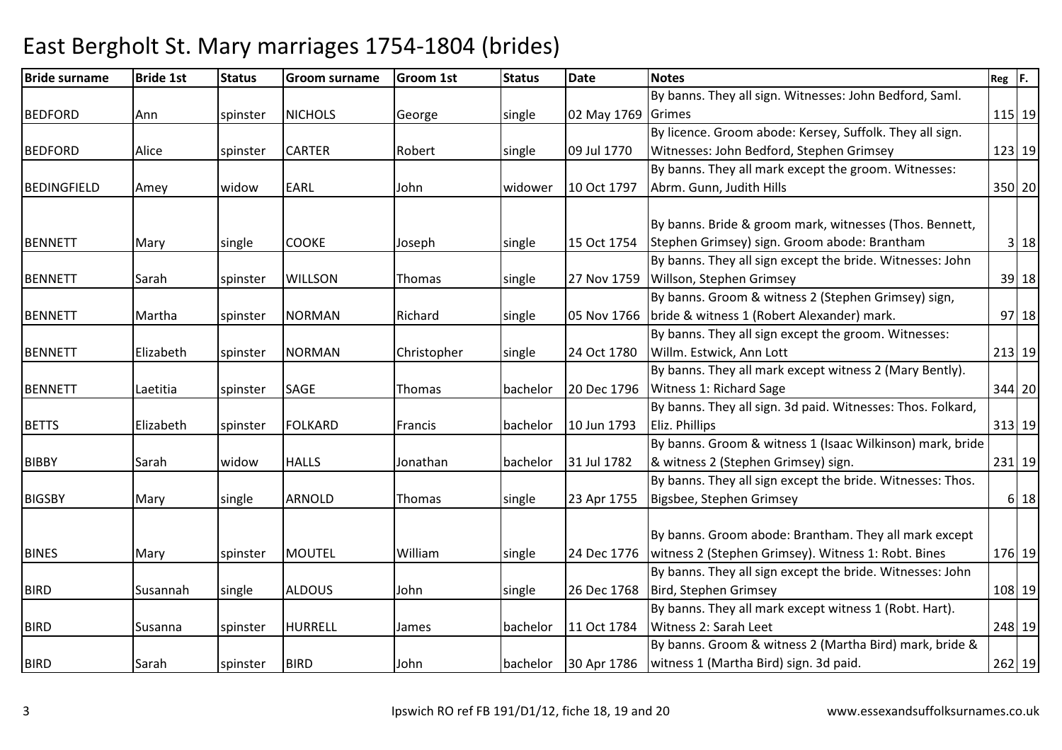# East Bergholt St. Mary marriages 1754-1804 (brides)

| Bride surname | Bride 1st | Status | Groom surname | Groom 1st | Status | Date | Notes | Reg | F. |
|---|---|---|---|---|---|---|---|---|---|
| BEDFORD | Ann | spinster | NICHOLS | George | single | 02 May 1769 | By banns. They all sign. Witnesses: John Bedford, Saml. Grimes | 115 | 19 |
| BEDFORD | Alice | spinster | CARTER | Robert | single | 09 Jul 1770 | By licence. Groom abode: Kersey, Suffolk. They all sign. Witnesses: John Bedford, Stephen Grimsey | 123 | 19 |
| BEDINGFIELD | Amey | widow | EARL | John | widower | 10 Oct 1797 | By banns. They all mark except the groom. Witnesses: Abrm. Gunn, Judith Hills | 350 | 20 |
| BENNETT | Mary | single | COOKE | Joseph | single | 15 Oct 1754 | By banns. Bride & groom mark, witnesses (Thos. Bennett, Stephen Grimsey) sign. Groom abode: Brantham | 3 | 18 |
| BENNETT | Sarah | spinster | WILLSON | Thomas | single | 27 Nov 1759 | By banns. They all sign except the bride. Witnesses: John Willson, Stephen Grimsey | 39 | 18 |
| BENNETT | Martha | spinster | NORMAN | Richard | single | 05 Nov 1766 | By banns. Groom & witness 2 (Stephen Grimsey) sign, bride & witness 1 (Robert Alexander) mark. | 97 | 18 |
| BENNETT | Elizabeth | spinster | NORMAN | Christopher | single | 24 Oct 1780 | By banns. They all sign except the groom. Witnesses: Willm. Estwick, Ann Lott | 213 | 19 |
| BENNETT | Laetitia | spinster | SAGE | Thomas | bachelor | 20 Dec 1796 | By banns. They all mark except witness 2 (Mary Bently). Witness 1: Richard Sage | 344 | 20 |
| BETTS | Elizabeth | spinster | FOLKARD | Francis | bachelor | 10 Jun 1793 | By banns. They all sign. 3d paid. Witnesses: Thos. Folkard, Eliz. Phillips | 313 | 19 |
| BIBBY | Sarah | widow | HALLS | Jonathan | bachelor | 31 Jul 1782 | By banns. Groom & witness 1 (Isaac Wilkinson) mark, bride & witness 2 (Stephen Grimsey) sign. | 231 | 19 |
| BIGSBY | Mary | single | ARNOLD | Thomas | single | 23 Apr 1755 | By banns. They all sign except the bride. Witnesses: Thos. Bigsbee, Stephen Grimsey | 6 | 18 |
| BINES | Mary | spinster | MOUTEL | William | single | 24 Dec 1776 | By banns. Groom abode: Brantham. They all mark except witness 2 (Stephen Grimsey). Witness 1: Robt. Bines | 176 | 19 |
| BIRD | Susannah | single | ALDOUS | John | single | 26 Dec 1768 | By banns. They all sign except the bride. Witnesses: John Bird, Stephen Grimsey | 108 | 19 |
| BIRD | Susanna | spinster | HURRELL | James | bachelor | 11 Oct 1784 | By banns. They all mark except witness 1 (Robt. Hart). Witness 2: Sarah Leet | 248 | 19 |
| BIRD | Sarah | spinster | BIRD | John | bachelor | 30 Apr 1786 | By banns. Groom & witness 2 (Martha Bird) mark, bride & witness 1 (Martha Bird) sign. 3d paid. | 262 | 19 |

Ipswich RO ref FB 191/D1/12, fiche 18, 19 and 20 | www.essexandsuffolksurnames.co.uk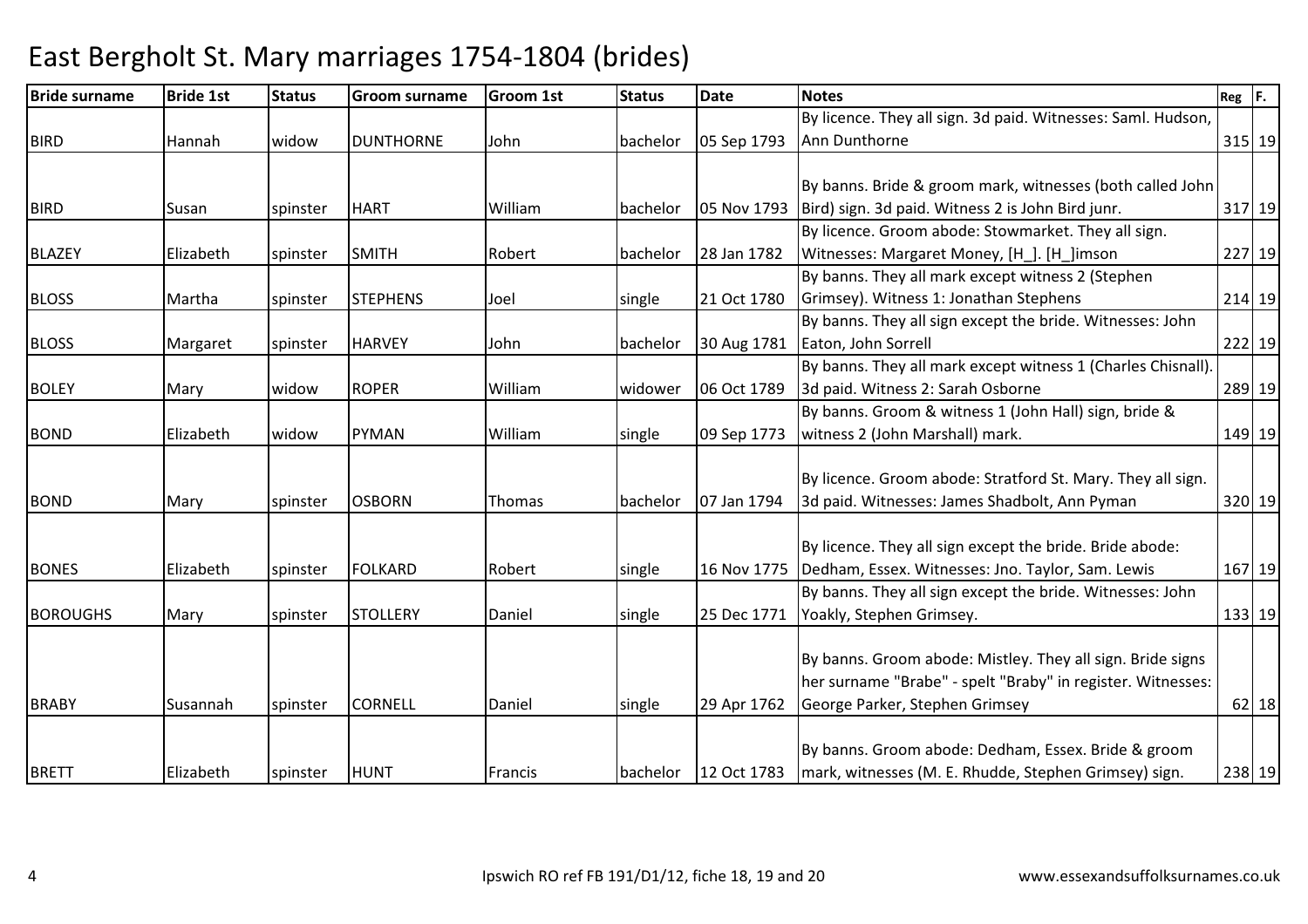# East Bergholt St. Mary marriages 1754-1804 (brides)

| Bride surname | Bride 1st | Status | Groom surname | Groom 1st | Status | Date | Notes | Reg | F. |
|---|---|---|---|---|---|---|---|---|---|
| BIRD | Hannah | widow | DUNTHORNE | John | bachelor | 05 Sep 1793 | By licence. They all sign. 3d paid. Witnesses: Saml. Hudson, Ann Dunthorne | 315 | 19 |
| BIRD | Susan | spinster | HART | William | bachelor | 05 Nov 1793 | By banns. Bride & groom mark, witnesses (both called John Bird) sign. 3d paid. Witness 2 is John Bird junr. | 317 | 19 |
| BLAZEY | Elizabeth | spinster | SMITH | Robert | bachelor | 28 Jan 1782 | By licence. Groom abode: Stowmarket. They all sign. Witnesses: Margaret Money, [H_]. [H_]imson | 227 | 19 |
| BLOSS | Martha | spinster | STEPHENS | Joel | single | 21 Oct 1780 | By banns. They all mark except witness 2 (Stephen Grimsey). Witness 1: Jonathan Stephens | 214 | 19 |
| BLOSS | Margaret | spinster | HARVEY | John | bachelor | 30 Aug 1781 | By banns. They all sign except the bride. Witnesses: John Eaton, John Sorrell | 222 | 19 |
| BOLEY | Mary | widow | ROPER | William | widower | 06 Oct 1789 | By banns. They all mark except witness 1 (Charles Chisnall). 3d paid. Witness 2: Sarah Osborne | 289 | 19 |
| BOND | Elizabeth | widow | PYMAN | William | single | 09 Sep 1773 | By banns. Groom & witness 1 (John Hall) sign, bride & witness 2 (John Marshall) mark. | 149 | 19 |
| BOND | Mary | spinster | OSBORN | Thomas | bachelor | 07 Jan 1794 | By licence. Groom abode: Stratford St. Mary. They all sign. 3d paid. Witnesses: James Shadbolt, Ann Pyman | 320 | 19 |
| BONES | Elizabeth | spinster | FOLKARD | Robert | single | 16 Nov 1775 | By licence. They all sign except the bride. Bride abode: Dedham, Essex. Witnesses: Jno. Taylor, Sam. Lewis | 167 | 19 |
| BOROUGHS | Mary | spinster | STOLLERY | Daniel | single | 25 Dec 1771 | By banns. They all sign except the bride. Witnesses: John Yoakly, Stephen Grimsey. | 133 | 19 |
| BRABY | Susannah | spinster | CORNELL | Daniel | single | 29 Apr 1762 | By banns. Groom abode: Mistley. They all sign. Bride signs her surname "Brabe" - spelt "Braby" in register. Witnesses: George Parker, Stephen Grimsey | 62 | 18 |
| BRETT | Elizabeth | spinster | HUNT | Francis | bachelor | 12 Oct 1783 | By banns. Groom abode: Dedham, Essex. Bride & groom mark, witnesses (M. E. Rhudde, Stephen Grimsey) sign. | 238 | 19 |

Ipswich RO ref FB 191/D1/12, fiche 18, 19 and 20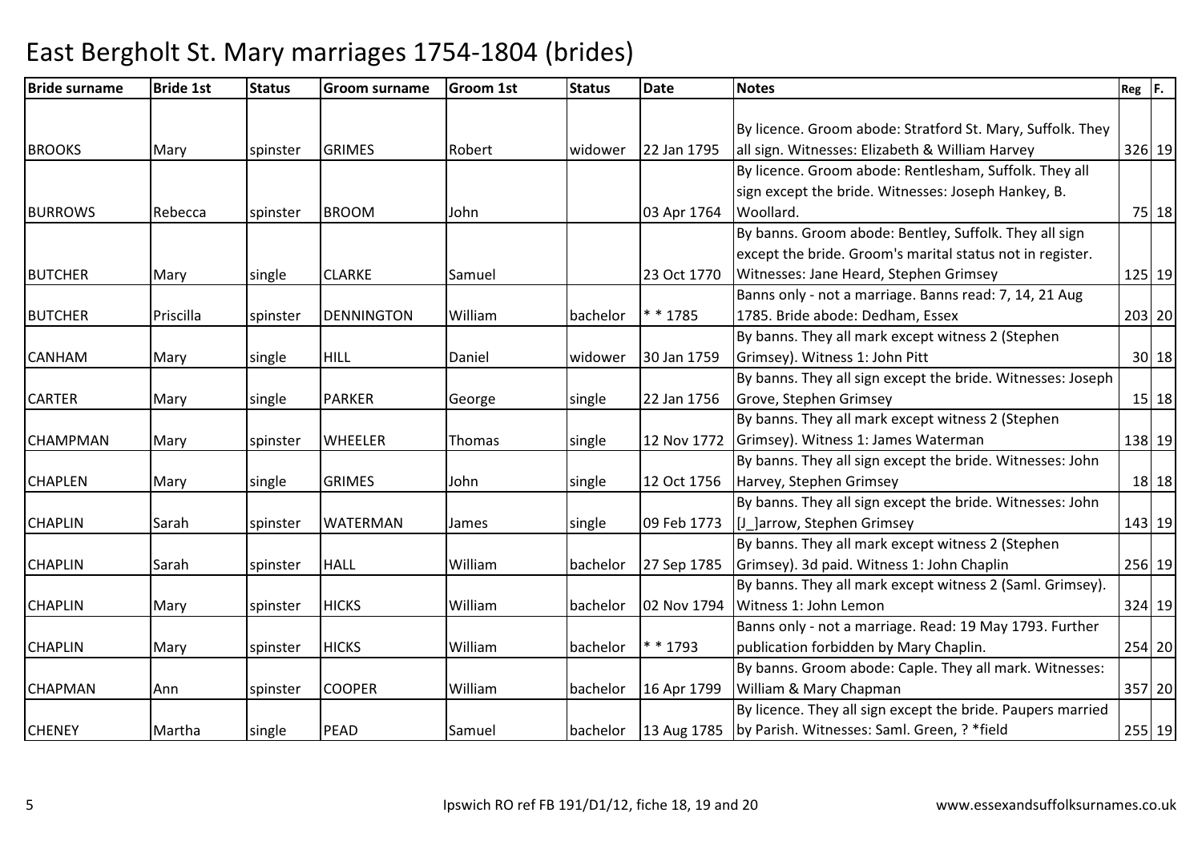# East Bergholt St. Mary marriages 1754-1804 (brides)

| Bride surname | Bride 1st | Status | Groom surname | Groom 1st | Status | Date | Notes | Reg | F. |
|---|---|---|---|---|---|---|---|---|---|
| BROOKS | Mary | spinster | GRIMES | Robert | widower | 22 Jan 1795 | By licence. Groom abode: Stratford St. Mary, Suffolk. They all sign. Witnesses: Elizabeth & William Harvey | 326 | 19 |
| BURROWS | Rebecca | spinster | BROOM | John | | 03 Apr 1764 | By licence. Groom abode: Rentlesham, Suffolk. They all sign except the bride. Witnesses: Joseph Hankey, B. Woollard. | 75 | 18 |
| BUTCHER | Mary | single | CLARKE | Samuel | | 23 Oct 1770 | By banns. Groom abode: Bentley, Suffolk. They all sign except the bride. Groom's marital status not in register. Witnesses: Jane Heard, Stephen Grimsey | 125 | 19 |
| BUTCHER | Priscilla | spinster | DENNINGTON | William | bachelor | * * 1785 | Banns only - not a marriage. Banns read: 7, 14, 21 Aug 1785. Bride abode: Dedham, Essex | 203 | 20 |
| CANHAM | Mary | single | HILL | Daniel | widower | 30 Jan 1759 | By banns. They all mark except witness 2 (Stephen Grimsey). Witness 1: John Pitt | 30 | 18 |
| CARTER | Mary | single | PARKER | George | single | 22 Jan 1756 | By banns. They all sign except the bride. Witnesses: Joseph Grove, Stephen Grimsey | 15 | 18 |
| CHAMPMAN | Mary | spinster | WHEELER | Thomas | single | 12 Nov 1772 | By banns. They all mark except witness 2 (Stephen Grimsey). Witness 1: James Waterman | 138 | 19 |
| CHAPLEN | Mary | single | GRIMES | John | single | 12 Oct 1756 | By banns. They all sign except the bride. Witnesses: John Harvey, Stephen Grimsey | 18 | 18 |
| CHAPLIN | Sarah | spinster | WATERMAN | James | single | 09 Feb 1773 | By banns. They all sign except the bride. Witnesses: John [J_]arrow, Stephen Grimsey | 143 | 19 |
| CHAPLIN | Sarah | spinster | HALL | William | bachelor | 27 Sep 1785 | By banns. They all mark except witness 2 (Stephen Grimsey). 3d paid. Witness 1: John Chaplin | 256 | 19 |
| CHAPLIN | Mary | spinster | HICKS | William | bachelor | 02 Nov 1794 | By banns. They all mark except witness 2 (Saml. Grimsey). Witness 1: John Lemon | 324 | 19 |
| CHAPLIN | Mary | spinster | HICKS | William | bachelor | * * 1793 | Banns only - not a marriage. Read: 19 May 1793. Further publication forbidden by Mary Chaplin. | 254 | 20 |
| CHAPMAN | Ann | spinster | COOPER | William | bachelor | 16 Apr 1799 | By banns. Groom abode: Caple. They all mark. Witnesses: William & Mary Chapman | 357 | 20 |
| CHENEY | Martha | single | PEAD | Samuel | bachelor | 13 Aug 1785 | By licence. They all sign except the bride. Paupers married by Parish. Witnesses: Saml. Green, ? *field | 255 | 19 |

Ipswich RO ref FB 191/D1/12, fiche 18, 19 and 20 www.essexandsuffolksurnames.co.uk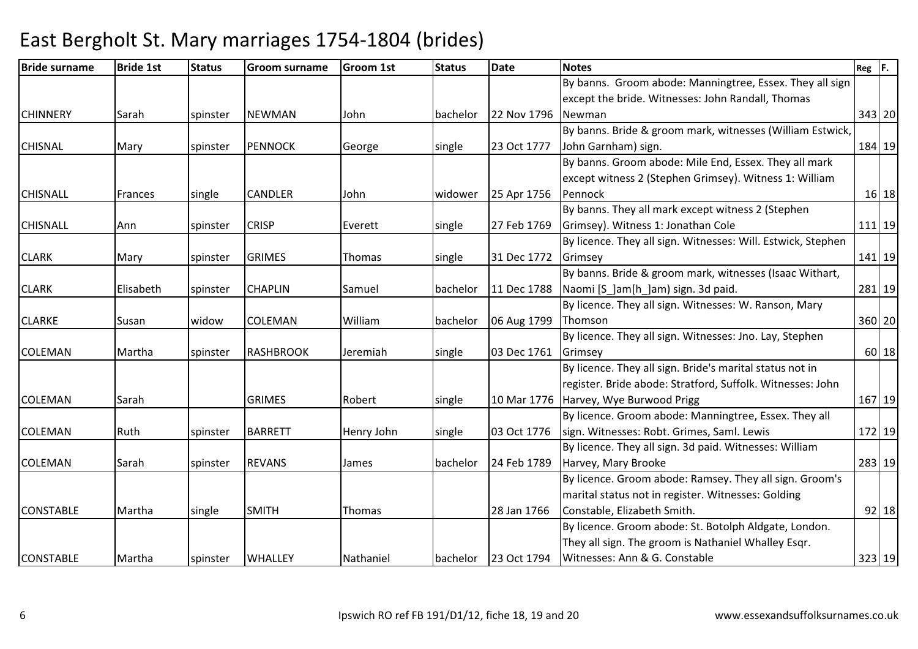# East Bergholt St. Mary marriages 1754-1804 (brides)

| Bride surname | Bride 1st | Status | Groom surname | Groom 1st | Status | Date | Notes | Reg | F. |
|---|---|---|---|---|---|---|---|---|---|
| CHINNERY | Sarah | spinster | NEWMAN | John | bachelor | 22 Nov 1796 | By banns. Groom abode: Manningtree, Essex. They all sign except the bride. Witnesses: John Randall, Thomas Newman | 343 | 20 |
| CHISNAL | Mary | spinster | PENNOCK | George | single | 23 Oct 1777 | By banns. Bride & groom mark, witnesses (William Estwick, John Garnham) sign. | 184 | 19 |
| CHISNALL | Frances | single | CANDLER | John | widower | 25 Apr 1756 | By banns. Groom abode: Mile End, Essex. They all mark except witness 2 (Stephen Grimsey). Witness 1: William Pennock | 16 | 18 |
| CHISNALL | Ann | spinster | CRISP | Everett | single | 27 Feb 1769 | By banns. They all mark except witness 2 (Stephen Grimsey). Witness 1: Jonathan Cole | 111 | 19 |
| CLARK | Mary | spinster | GRIMES | Thomas | single | 31 Dec 1772 | By licence. They all sign. Witnesses: Will. Estwick, Stephen Grimsey | 141 | 19 |
| CLARK | Elisabeth | spinster | CHAPLIN | Samuel | bachelor | 11 Dec 1788 | By banns. Bride & groom mark, witnesses (Isaac Withart, Naomi [S_]am[h_]am) sign. 3d paid. | 281 | 19 |
| CLARKE | Susan | widow | COLEMAN | William | bachelor | 06 Aug 1799 | By licence. They all sign. Witnesses: W. Ranson, Mary Thomson | 360 | 20 |
| COLEMAN | Martha | spinster | RASHBROOK | Jeremiah | single | 03 Dec 1761 | By licence. They all sign. Witnesses: Jno. Lay, Stephen Grimsey | 60 | 18 |
| COLEMAN | Sarah | | GRIMES | Robert | single | 10 Mar 1776 | By licence. They all sign. Bride's marital status not in register. Bride abode: Stratford, Suffolk. Witnesses: John Harvey, Wye Burwood Prigg | 167 | 19 |
| COLEMAN | Ruth | spinster | BARRETT | Henry John | single | 03 Oct 1776 | By licence. Groom abode: Manningtree, Essex. They all sign. Witnesses: Robt. Grimes, Saml. Lewis | 172 | 19 |
| COLEMAN | Sarah | spinster | REVANS | James | bachelor | 24 Feb 1789 | By licence. They all sign. 3d paid. Witnesses: William Harvey, Mary Brooke | 283 | 19 |
| CONSTABLE | Martha | single | SMITH | Thomas | | 28 Jan 1766 | By licence. Groom abode: Ramsey. They all sign. Groom's marital status not in register. Witnesses: Golding Constable, Elizabeth Smith. | 92 | 18 |
| CONSTABLE | Martha | spinster | WHALLEY | Nathaniel | bachelor | 23 Oct 1794 | By licence. Groom abode: St. Botolph Aldgate, London. They all sign. The groom is Nathaniel Whalley Esqr. Witnesses: Ann & G. Constable | 323 | 19 |

Ipswich RO ref FB 191/D1/12, fiche 18, 19 and 20 — www.essexandsuffolksurnames.co.uk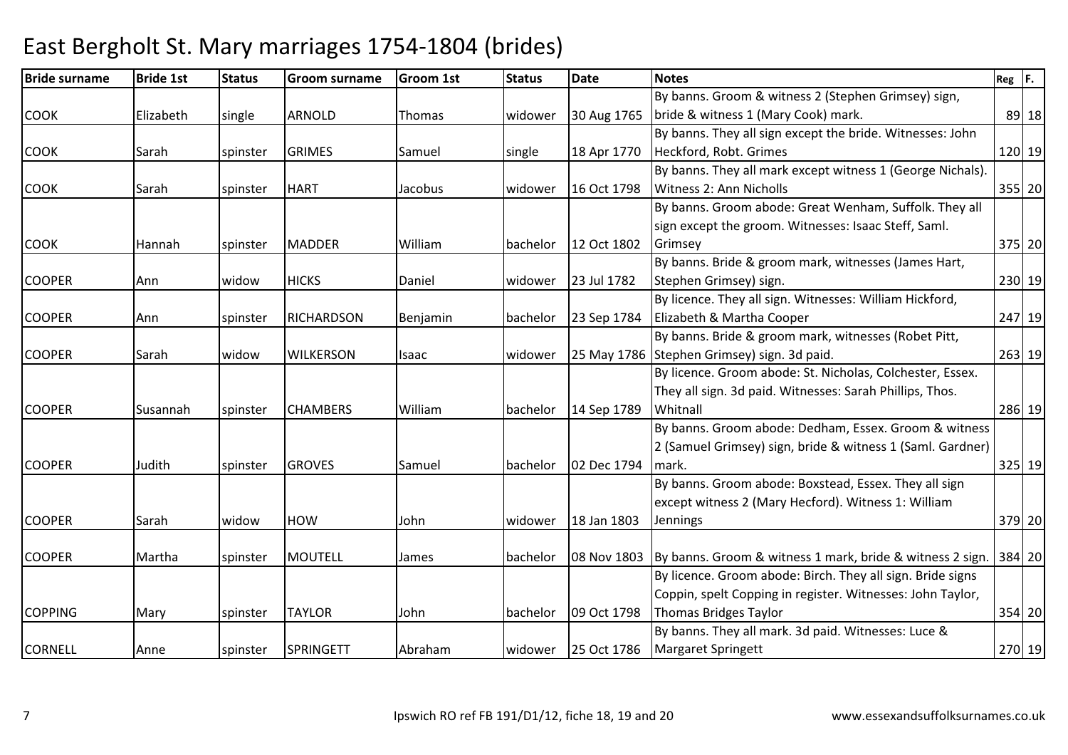# East Bergholt St. Mary marriages 1754-1804 (brides)

| Bride surname | Bride 1st | Status | Groom surname | Groom 1st | Status | Date | Notes | Reg | F. |
|---|---|---|---|---|---|---|---|---|---|
| COOK | Elizabeth | single | ARNOLD | Thomas | widower | 30 Aug 1765 | By banns. Groom & witness 2 (Stephen Grimsey) sign, bride & witness 1 (Mary Cook) mark. | 89 | 18 |
| COOK | Sarah | spinster | GRIMES | Samuel | single | 18 Apr 1770 | By banns. They all sign except the bride. Witnesses: John Heckford, Robt. Grimes | 120 | 19 |
| COOK | Sarah | spinster | HART | Jacobus | widower | 16 Oct 1798 | By banns. They all mark except witness 1 (George Nichals). Witness 2: Ann Nicholls | 355 | 20 |
| COOK | Hannah | spinster | MADDER | William | bachelor | 12 Oct 1802 | By banns. Groom abode: Great Wenham, Suffolk. They all sign except the groom. Witnesses: Isaac Steff, Saml. Grimsey | 375 | 20 |
| COOPER | Ann | widow | HICKS | Daniel | widower | 23 Jul 1782 | By banns. Bride & groom mark, witnesses (James Hart, Stephen Grimsey) sign. | 230 | 19 |
| COOPER | Ann | spinster | RICHARDSON | Benjamin | bachelor | 23 Sep 1784 | By licence. They all sign. Witnesses: William Hickford, Elizabeth & Martha Cooper | 247 | 19 |
| COOPER | Sarah | widow | WILKERSON | Isaac | widower | 25 May 1786 | By banns. Bride & groom mark, witnesses (Robet Pitt, Stephen Grimsey) sign. 3d paid. | 263 | 19 |
| COOPER | Susannah | spinster | CHAMBERS | William | bachelor | 14 Sep 1789 | By licence. Groom abode: St. Nicholas, Colchester, Essex. They all sign. 3d paid. Witnesses: Sarah Phillips, Thos. Whitnall | 286 | 19 |
| COOPER | Judith | spinster | GROVES | Samuel | bachelor | 02 Dec 1794 | By banns. Groom abode: Dedham, Essex. Groom & witness 2 (Samuel Grimsey) sign, bride & witness 1 (Saml. Gardner) mark. | 325 | 19 |
| COOPER | Sarah | widow | HOW | John | widower | 18 Jan 1803 | By banns. Groom abode: Boxstead, Essex. They all sign except witness 2 (Mary Hecford). Witness 1: William Jennings | 379 | 20 |
| COOPER | Martha | spinster | MOUTELL | James | bachelor | 08 Nov 1803 | By banns. Groom & witness 1 mark, bride & witness 2 sign. | 384 | 20 |
| COPPING | Mary | spinster | TAYLOR | John | bachelor | 09 Oct 1798 | By licence. Groom abode: Birch. They all sign. Bride signs Coppin, spelt Copping in register. Witnesses: John Taylor, Thomas Bridges Taylor | 354 | 20 |
| CORNELL | Anne | spinster | SPRINGETT | Abraham | widower | 25 Oct 1786 | By banns. They all mark. 3d paid. Witnesses: Luce & Margaret Springett | 270 | 19 |

Ipswich RO ref FB 191/D1/12, fiche 18, 19 and 20

www.essexandsuffolksurnames.co.uk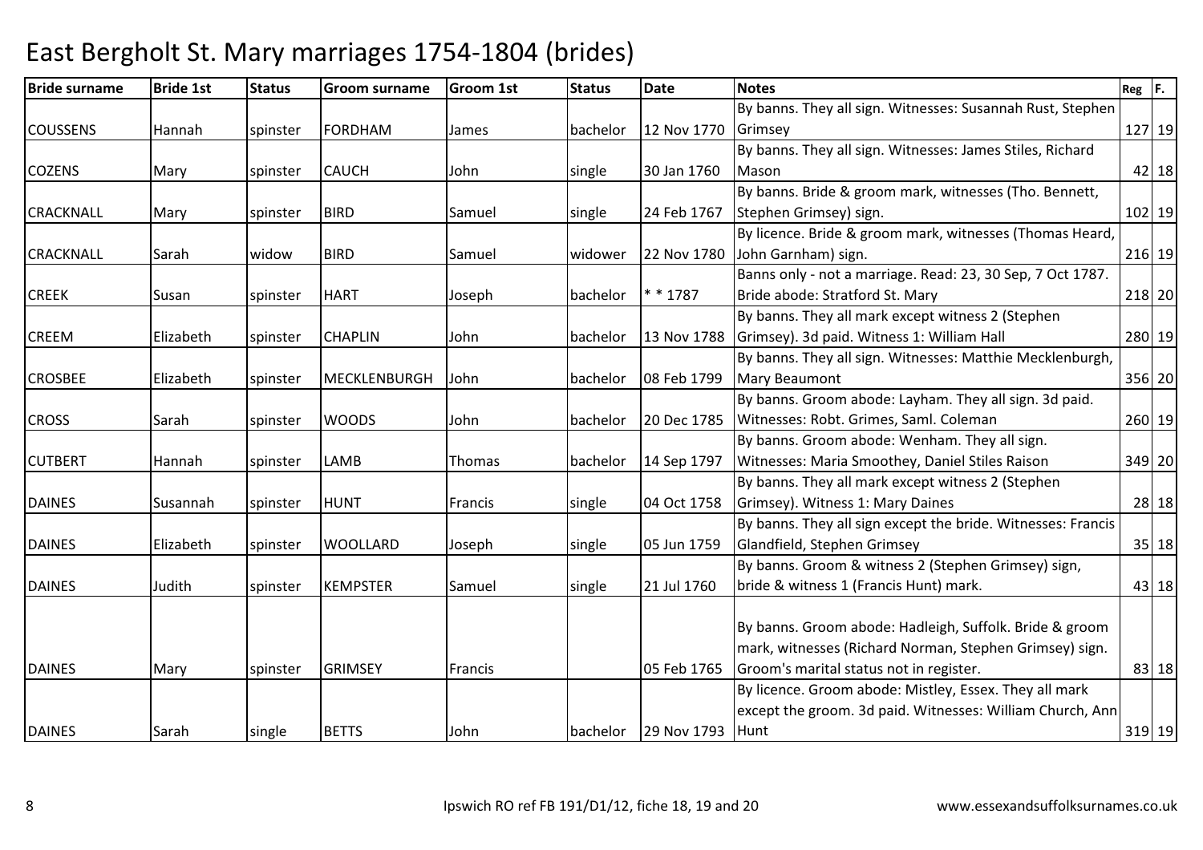# East Bergholt St. Mary marriages 1754-1804 (brides)

| Bride surname | Bride 1st | Status | Groom surname | Groom 1st | Status | Date | Notes | Reg | F. |
|---|---|---|---|---|---|---|---|---|---|
| COUSSENS | Hannah | spinster | FORDHAM | James | bachelor | 12 Nov 1770 | By banns. They all sign. Witnesses: Susannah Rust, Stephen Grimsey | 127 | 19 |
| COZENS | Mary | spinster | CAUCH | John | single | 30 Jan 1760 | By banns. They all sign. Witnesses: James Stiles, Richard Mason | 42 | 18 |
| CRACKNALL | Mary | spinster | BIRD | Samuel | single | 24 Feb 1767 | By banns. Bride & groom mark, witnesses (Tho. Bennett, Stephen Grimsey) sign. | 102 | 19 |
| CRACKNALL | Sarah | widow | BIRD | Samuel | widower | 22 Nov 1780 | By licence. Bride & groom mark, witnesses (Thomas Heard, John Garnham) sign. | 216 | 19 |
| CREEK | Susan | spinster | HART | Joseph | bachelor | * * 1787 | Banns only - not a marriage. Read: 23, 30 Sep, 7 Oct 1787. Bride abode: Stratford St. Mary | 218 | 20 |
| CREEM | Elizabeth | spinster | CHAPLIN | John | bachelor | 13 Nov 1788 | By banns. They all mark except witness 2 (Stephen Grimsey). 3d paid. Witness 1: William Hall | 280 | 19 |
| CROSBEE | Elizabeth | spinster | MECKLENBURGH | John | bachelor | 08 Feb 1799 | By banns. They all sign. Witnesses: Matthie Mecklenburgh, Mary Beaumont | 356 | 20 |
| CROSS | Sarah | spinster | WOODS | John | bachelor | 20 Dec 1785 | By banns. Groom abode: Layham. They all sign. 3d paid. Witnesses: Robt. Grimes, Saml. Coleman | 260 | 19 |
| CUTBERT | Hannah | spinster | LAMB | Thomas | bachelor | 14 Sep 1797 | By banns. Groom abode: Wenham. They all sign. Witnesses: Maria Smoothey, Daniel Stiles Raison | 349 | 20 |
| DAINES | Susannah | spinster | HUNT | Francis | single | 04 Oct 1758 | By banns. They all mark except witness 2 (Stephen Grimsey). Witness 1: Mary Daines | 28 | 18 |
| DAINES | Elizabeth | spinster | WOOLLARD | Joseph | single | 05 Jun 1759 | By banns. They all sign except the bride. Witnesses: Francis Glandfield, Stephen Grimsey | 35 | 18 |
| DAINES | Judith | spinster | KEMPSTER | Samuel | single | 21 Jul 1760 | By banns. Groom & witness 2 (Stephen Grimsey) sign, bride & witness 1 (Francis Hunt) mark. | 43 | 18 |
| DAINES | Mary | spinster | GRIMSEY | Francis | | 05 Feb 1765 | By banns. Groom abode: Hadleigh, Suffolk. Bride & groom mark, witnesses (Richard Norman, Stephen Grimsey) sign. Groom's marital status not in register. | 83 | 18 |
| DAINES | Sarah | single | BETTS | John | bachelor | 29 Nov 1793 | By licence. Groom abode: Mistley, Essex. They all mark except the groom. 3d paid. Witnesses: William Church, Ann Hunt | 319 | 19 |

Ipswich RO ref FB 191/D1/12, fiche 18, 19 and 20 www.essexandsuffolksurnames.co.uk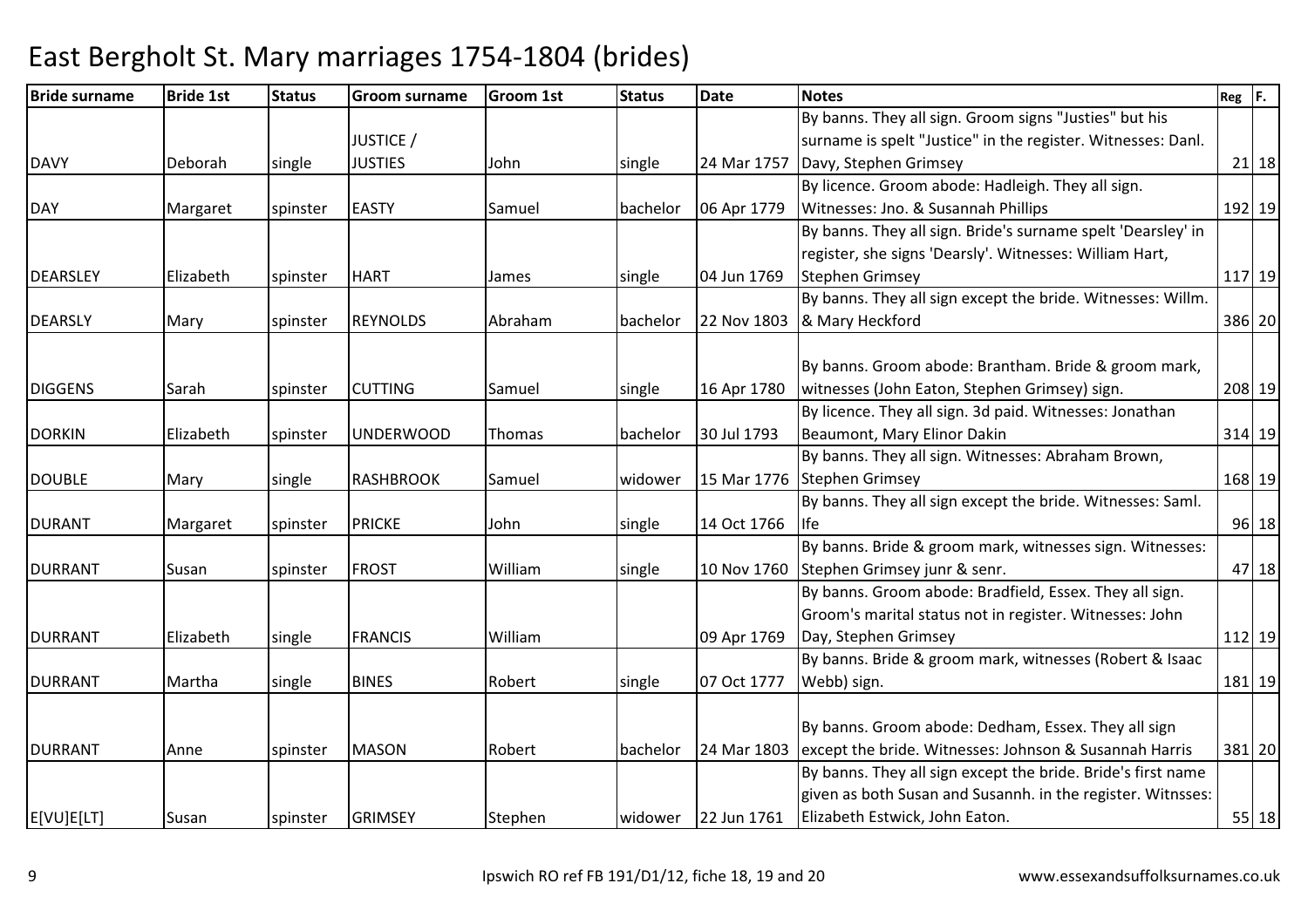# East Bergholt St. Mary marriages 1754-1804 (brides)

| Bride surname | Bride 1st | Status | Groom surname | Groom 1st | Status | Date | Notes | Reg | F. |
|---|---|---|---|---|---|---|---|---|---|
| DAVY | Deborah | single | JUSTICE / JUSTIES | John | single | 24 Mar 1757 | By banns. They all sign. Groom signs "Justies" but his surname is spelt "Justice" in the register. Witnesses: Danl. Davy, Stephen Grimsey | 21 | 18 |
| DAY | Margaret | spinster | EASTY | Samuel | bachelor | 06 Apr 1779 | By licence. Groom abode: Hadleigh. They all sign. Witnesses: Jno. & Susannah Phillips | 192 | 19 |
| DEARSLEY | Elizabeth | spinster | HART | James | single | 04 Jun 1769 | By banns. They all sign. Bride's surname spelt 'Dearsley' in register, she signs 'Dearsly'. Witnesses: William Hart, Stephen Grimsey | 117 | 19 |
| DEARSLY | Mary | spinster | REYNOLDS | Abraham | bachelor | 22 Nov 1803 | By banns. They all sign except the bride. Witnesses: Willm. & Mary Heckford | 386 | 20 |
| DIGGENS | Sarah | spinster | CUTTING | Samuel | single | 16 Apr 1780 | By banns. Groom abode: Brantham. Bride & groom mark, witnesses (John Eaton, Stephen Grimsey) sign. | 208 | 19 |
| DORKIN | Elizabeth | spinster | UNDERWOOD | Thomas | bachelor | 30 Jul 1793 | By licence. They all sign. 3d paid. Witnesses: Jonathan Beaumont, Mary Elinor Dakin | 314 | 19 |
| DOUBLE | Mary | single | RASHBROOK | Samuel | widower | 15 Mar 1776 | By banns. They all sign. Witnesses: Abraham Brown, Stephen Grimsey | 168 | 19 |
| DURANT | Margaret | spinster | PRICKE | John | single | 14 Oct 1766 | By banns. They all sign except the bride. Witnesses: Saml. Ife | 96 | 18 |
| DURRANT | Susan | spinster | FROST | William | single | 10 Nov 1760 | By banns. Bride & groom mark, witnesses sign. Witnesses: Stephen Grimsey junr & senr. | 47 | 18 |
| DURRANT | Elizabeth | single | FRANCIS | William |  | 09 Apr 1769 | By banns. Groom abode: Bradfield, Essex. They all sign. Groom's marital status not in register. Witnesses: John Day, Stephen Grimsey | 112 | 19 |
| DURRANT | Martha | single | BINES | Robert | single | 07 Oct 1777 | By banns. Bride & groom mark, witnesses (Robert & Isaac Webb) sign. | 181 | 19 |
| DURRANT | Anne | spinster | MASON | Robert | bachelor | 24 Mar 1803 | By banns. Groom abode: Dedham, Essex. They all sign except the bride. Witnesses: Johnson & Susannah Harris | 381 | 20 |
| E[VU]E[LT] | Susan | spinster | GRIMSEY | Stephen | widower | 22 Jun 1761 | By banns. They all sign except the bride. Bride's first name given as both Susan and Susannh. in the register. Witnsses: Elizabeth Estwick, John Eaton. | 55 | 18 |

Ipswich RO ref FB 191/D1/12, fiche 18, 19 and 20 — www.essexandsuffolksurnames.co.uk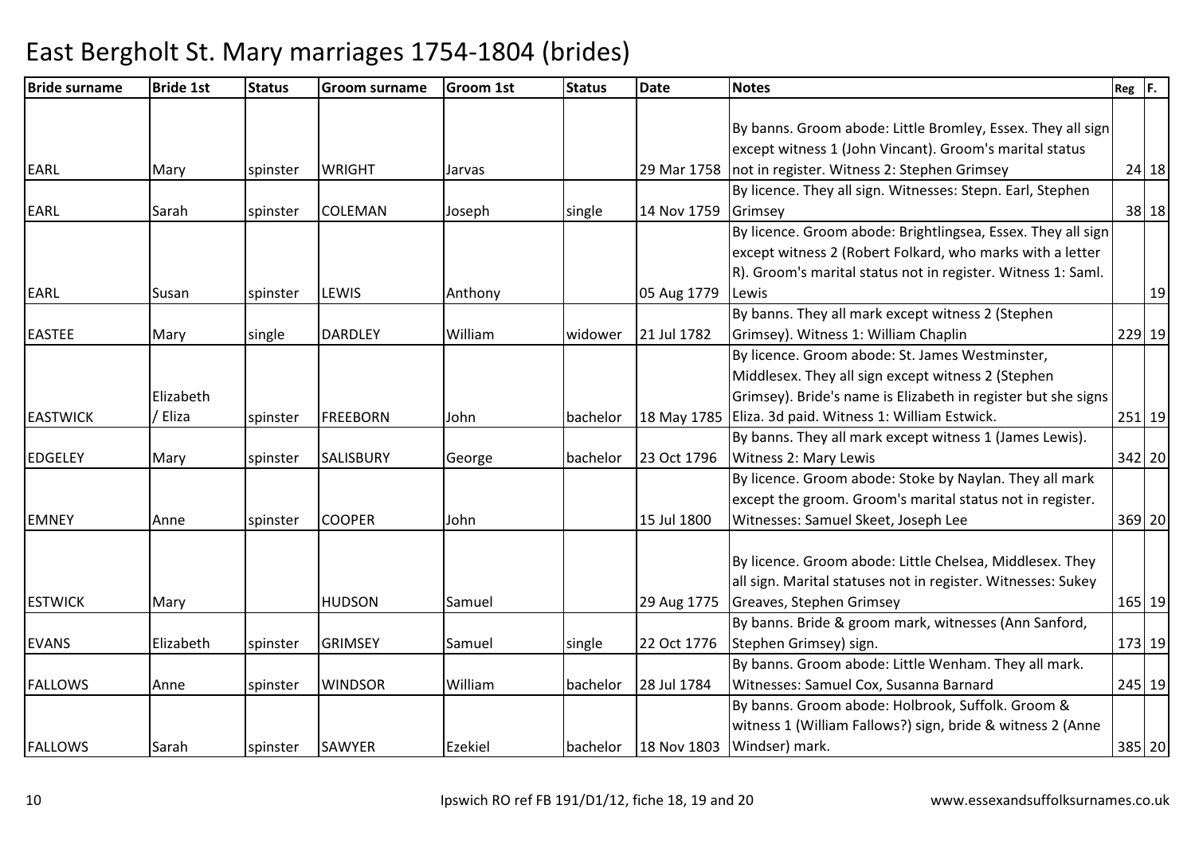# East Bergholt St. Mary marriages 1754-1804 (brides)

| Bride surname | Bride 1st | Status | Groom surname | Groom 1st | Status | Date | Notes | Reg | F. |
|---|---|---|---|---|---|---|---|---|---|
| EARL | Mary | spinster | WRIGHT | Jarvas | | 29 Mar 1758 | By banns. Groom abode: Little Bromley, Essex. They all sign except witness 1 (John Vincant). Groom's marital status not in register. Witness 2: Stephen Grimsey | 24 | 18 |
| EARL | Sarah | spinster | COLEMAN | Joseph | single | 14 Nov 1759 | By licence. They all sign. Witnesses: Stepn. Earl, Stephen Grimsey | 38 | 18 |
| EARL | Susan | spinster | LEWIS | Anthony | | 05 Aug 1779 | By licence. Groom abode: Brightlingsea, Essex. They all sign except witness 2 (Robert Folkard, who marks with a letter R). Groom's marital status not in register. Witness 1: Saml. Lewis | | 19 |
| EASTEE | Mary | single | DARDLEY | William | widower | 21 Jul 1782 | By banns. They all mark except witness 2 (Stephen Grimsey). Witness 1: William Chaplin | 229 | 19 |
| EASTWICK | Elizabeth / Eliza | spinster | FREEBORN | John | bachelor | 18 May 1785 | By licence. Groom abode: St. James Westminster, Middlesex. They all sign except witness 2 (Stephen Grimsey). Bride's name is Elizabeth in register but she signs Eliza. 3d paid. Witness 1: William Estwick. | 251 | 19 |
| EDGELEY | Mary | spinster | SALISBURY | George | bachelor | 23 Oct 1796 | By banns. They all mark except witness 1 (James Lewis). Witness 2: Mary Lewis | 342 | 20 |
| EMNEY | Anne | spinster | COOPER | John | | 15 Jul 1800 | By licence. Groom abode: Stoke by Naylan. They all mark except the groom. Groom's marital status not in register. Witnesses: Samuel Skeet, Joseph Lee | 369 | 20 |
| ESTWICK | Mary | | HUDSON | Samuel | | 29 Aug 1775 | By licence. Groom abode: Little Chelsea, Middlesex. They all sign. Marital statuses not in register. Witnesses: Sukey Greaves, Stephen Grimsey | 165 | 19 |
| EVANS | Elizabeth | spinster | GRIMSEY | Samuel | single | 22 Oct 1776 | By banns. Bride & groom mark, witnesses (Ann Sanford, Stephen Grimsey) sign. | 173 | 19 |
| FALLOWS | Anne | spinster | WINDSOR | William | bachelor | 28 Jul 1784 | By banns. Groom abode: Little Wenham. They all mark. Witnesses: Samuel Cox, Susanna Barnard | 245 | 19 |
| FALLOWS | Sarah | spinster | SAWYER | Ezekiel | bachelor | 18 Nov 1803 | By banns. Groom abode: Holbrook, Suffolk. Groom & witness 1 (William Fallows?) sign, bride & witness 2 (Anne Windser) mark. | 385 | 20 |

Ipswich RO ref FB 191/D1/12, fiche 18, 19 and 20 www.essexandsuffolksurnames.co.uk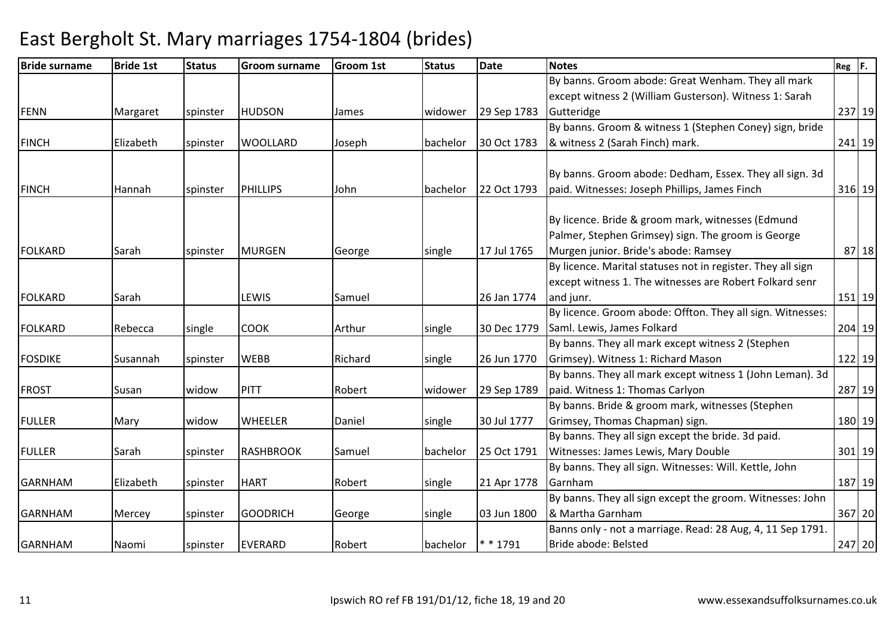# East Bergholt St. Mary marriages 1754-1804 (brides)

| Bride surname | Bride 1st | Status | Groom surname | Groom 1st | Status | Date | Notes | Reg | F. |
|---|---|---|---|---|---|---|---|---|---|
| FENN | Margaret | spinster | HUDSON | James | widower | 29 Sep 1783 | By banns. Groom abode: Great Wenham. They all mark except witness 2 (William Gusterson). Witness 1: Sarah Gutteridge | 237 | 19 |
| FINCH | Elizabeth | spinster | WOOLLARD | Joseph | bachelor | 30 Oct 1783 | By banns. Groom & witness 1 (Stephen Coney) sign, bride & witness 2 (Sarah Finch) mark. | 241 | 19 |
| FINCH | Hannah | spinster | PHILLIPS | John | bachelor | 22 Oct 1793 | By banns. Groom abode: Dedham, Essex. They all sign. 3d paid. Witnesses: Joseph Phillips, James Finch | 316 | 19 |
| FOLKARD | Sarah | spinster | MURGEN | George | single | 17 Jul 1765 | By licence. Bride & groom mark, witnesses (Edmund Palmer, Stephen Grimsey) sign. The groom is George Murgen junior. Bride's abode: Ramsey | 87 | 18 |
| FOLKARD | Sarah | | LEWIS | Samuel | | 26 Jan 1774 | By licence. Marital statuses not in register. They all sign except witness 1. The witnesses are Robert Folkard senr and junr. | 151 | 19 |
| FOLKARD | Rebecca | single | COOK | Arthur | single | 30 Dec 1779 | By licence. Groom abode: Offton. They all sign. Witnesses: Saml. Lewis, James Folkard | 204 | 19 |
| FOSDIKE | Susannah | spinster | WEBB | Richard | single | 26 Jun 1770 | By banns. They all mark except witness 2 (Stephen Grimsey). Witness 1: Richard Mason | 122 | 19 |
| FROST | Susan | widow | PITT | Robert | widower | 29 Sep 1789 | By banns. They all mark except witness 1 (John Leman). 3d paid. Witness 1: Thomas Carlyon | 287 | 19 |
| FULLER | Mary | widow | WHEELER | Daniel | single | 30 Jul 1777 | By banns. Bride & groom mark, witnesses (Stephen Grimsey, Thomas Chapman) sign. | 180 | 19 |
| FULLER | Sarah | spinster | RASHBROOK | Samuel | bachelor | 25 Oct 1791 | By banns. They all sign except the bride. 3d paid. Witnesses: James Lewis, Mary Double | 301 | 19 |
| GARNHAM | Elizabeth | spinster | HART | Robert | single | 21 Apr 1778 | By banns. They all sign. Witnesses: Will. Kettle, John Garnham | 187 | 19 |
| GARNHAM | Mercey | spinster | GOODRICH | George | single | 03 Jun 1800 | By banns. They all sign except the groom. Witnesses: John & Martha Garnham | 367 | 20 |
| GARNHAM | Naomi | spinster | EVERARD | Robert | bachelor | * * 1791 | Banns only - not a marriage. Read: 28 Aug, 4, 11 Sep 1791. Bride abode: Belsted | 247 | 20 |

Ipswich RO ref FB 191/D1/12, fiche 18, 19 and 20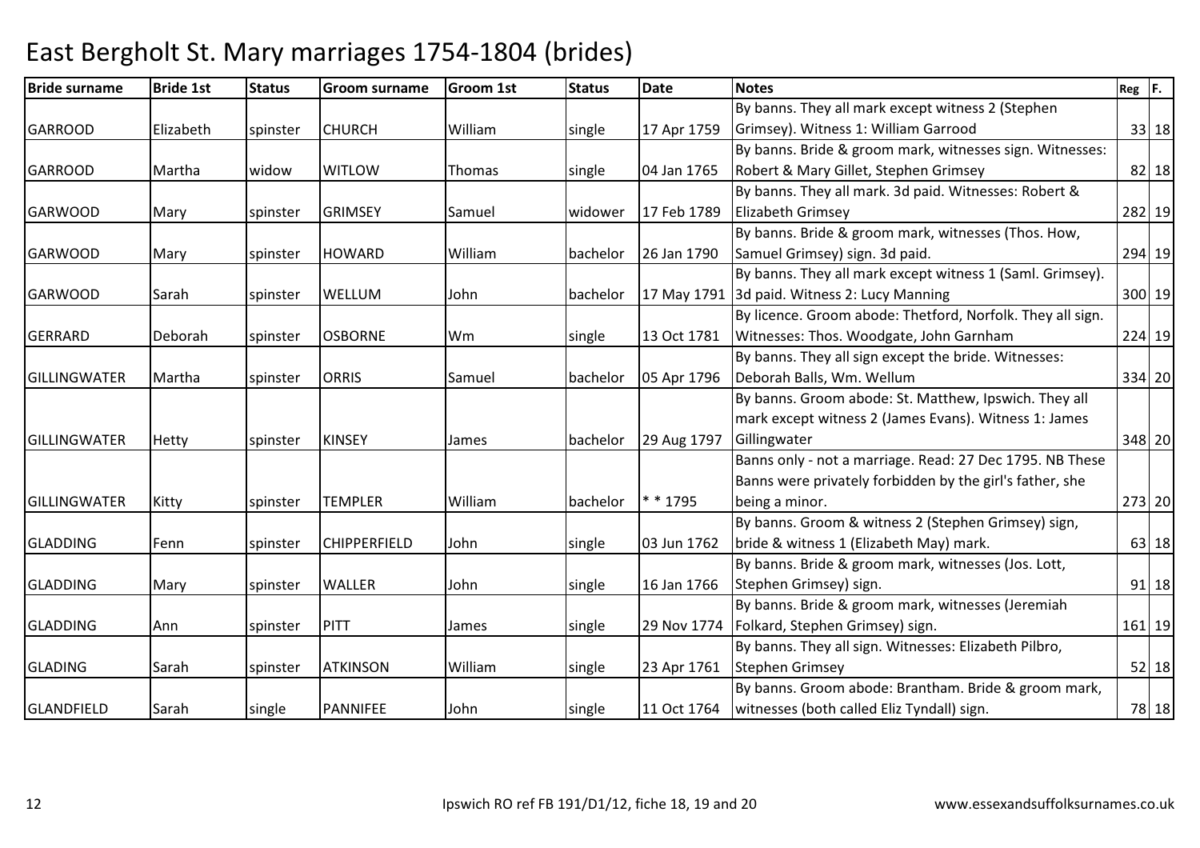# East Bergholt St. Mary marriages 1754-1804 (brides)

| Bride surname | Bride 1st | Status | Groom surname | Groom 1st | Status | Date | Notes | Reg | F. |
|---|---|---|---|---|---|---|---|---|---|
| GARROOD | Elizabeth | spinster | CHURCH | William | single | 17 Apr 1759 | By banns. They all mark except witness 2 (Stephen Grimsey). Witness 1: William Garrood | 33 | 18 |
| GARROOD | Martha | widow | WITLOW | Thomas | single | 04 Jan 1765 | By banns. Bride & groom mark, witnesses sign. Witnesses: Robert & Mary Gillet, Stephen Grimsey | 82 | 18 |
| GARWOOD | Mary | spinster | GRIMSEY | Samuel | widower | 17 Feb 1789 | By banns. They all mark. 3d paid. Witnesses: Robert & Elizabeth Grimsey | 282 | 19 |
| GARWOOD | Mary | spinster | HOWARD | William | bachelor | 26 Jan 1790 | By banns. Bride & groom mark, witnesses (Thos. How, Samuel Grimsey) sign. 3d paid. | 294 | 19 |
| GARWOOD | Sarah | spinster | WELLUM | John | bachelor | 17 May 1791 | By banns. They all mark except witness 1 (Saml. Grimsey). 3d paid. Witness 2: Lucy Manning | 300 | 19 |
| GERRARD | Deborah | spinster | OSBORNE | Wm | single | 13 Oct 1781 | By licence. Groom abode: Thetford, Norfolk. They all sign. Witnesses: Thos. Woodgate, John Garnham | 224 | 19 |
| GILLINGWATER | Martha | spinster | ORRIS | Samuel | bachelor | 05 Apr 1796 | By banns. They all sign except the bride. Witnesses: Deborah Balls, Wm. Wellum | 334 | 20 |
| GILLINGWATER | Hetty | spinster | KINSEY | James | bachelor | 29 Aug 1797 | By banns. Groom abode: St. Matthew, Ipswich. They all mark except witness 2 (James Evans). Witness 1: James Gillingwater | 348 | 20 |
| GILLINGWATER | Kitty | spinster | TEMPLER | William | bachelor | * * 1795 | Banns only - not a marriage. Read: 27 Dec 1795. NB These Banns were privately forbidden by the girl's father, she being a minor. | 273 | 20 |
| GLADDING | Fenn | spinster | CHIPPERFIELD | John | single | 03 Jun 1762 | By banns. Groom & witness 2 (Stephen Grimsey) sign, bride & witness 1 (Elizabeth May) mark. | 63 | 18 |
| GLADDING | Mary | spinster | WALLER | John | single | 16 Jan 1766 | By banns. Bride & groom mark, witnesses (Jos. Lott, Stephen Grimsey) sign. | 91 | 18 |
| GLADDING | Ann | spinster | PITT | James | single | 29 Nov 1774 | By banns. Bride & groom mark, witnesses (Jeremiah Folkard, Stephen Grimsey) sign. | 161 | 19 |
| GLADING | Sarah | spinster | ATKINSON | William | single | 23 Apr 1761 | By banns. They all sign. Witnesses: Elizabeth Pilbro, Stephen Grimsey | 52 | 18 |
| GLANDFIELD | Sarah | single | PANNIFEE | John | single | 11 Oct 1764 | By banns. Groom abode: Brantham. Bride & groom mark, witnesses (both called Eliz Tyndall) sign. | 78 | 18 |

Ipswich RO ref FB 191/D1/12, fiche 18, 19 and 20

www.essexandsuffolksurnames.co.uk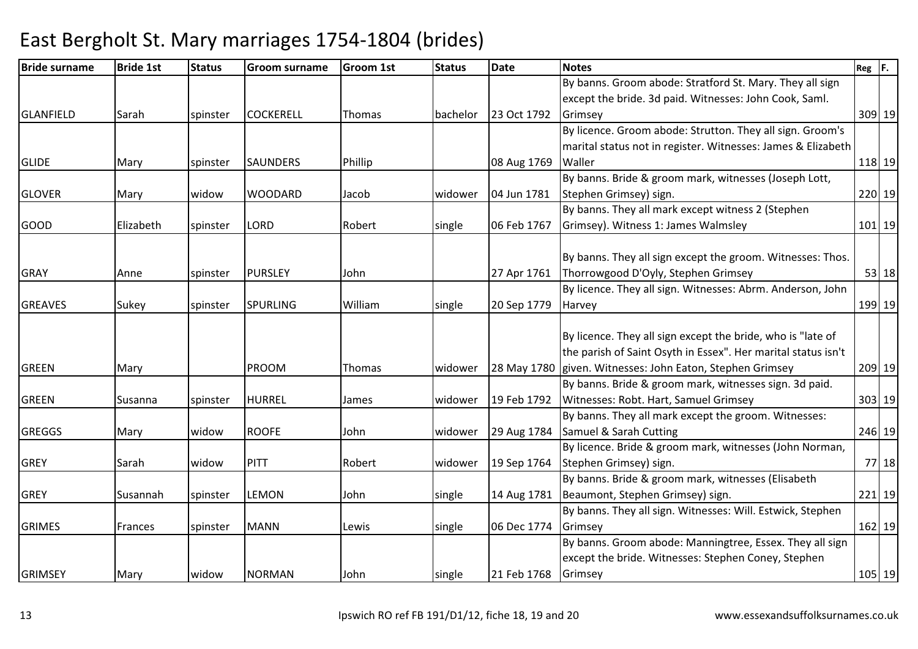# East Bergholt St. Mary marriages 1754-1804 (brides)

| Bride surname | Bride 1st | Status | Groom surname | Groom 1st | Status | Date | Notes | Reg | F. |
|---|---|---|---|---|---|---|---|---|---|
| GLANFIELD | Sarah | spinster | COCKERELL | Thomas | bachelor | 23 Oct 1792 | By banns. Groom abode: Stratford St. Mary. They all sign except the bride. 3d paid. Witnesses: John Cook, Saml. Grimsey | 309 | 19 |
| GLIDE | Mary | spinster | SAUNDERS | Phillip | | 08 Aug 1769 | By licence. Groom abode: Strutton. They all sign. Groom's marital status not in register. Witnesses: James & Elizabeth Waller | 118 | 19 |
| GLOVER | Mary | widow | WOODARD | Jacob | widower | 04 Jun 1781 | By banns. Bride & groom mark, witnesses (Joseph Lott, Stephen Grimsey) sign. | 220 | 19 |
| GOOD | Elizabeth | spinster | LORD | Robert | single | 06 Feb 1767 | By banns. They all mark except witness 2 (Stephen Grimsey). Witness 1: James Walmsley | 101 | 19 |
| GRAY | Anne | spinster | PURSLEY | John | | 27 Apr 1761 | By banns. They all sign except the groom. Witnesses: Thos. Thorrowgood D'Oyly, Stephen Grimsey | 53 | 18 |
| GREAVES | Sukey | spinster | SPURLING | William | single | 20 Sep 1779 | By licence. They all sign. Witnesses: Abrm. Anderson, John Harvey | 199 | 19 |
| GREEN | Mary | | PROOM | Thomas | widower | 28 May 1780 | By licence. They all sign except the bride, who is "late of the parish of Saint Osyth in Essex". Her marital status isn't given. Witnesses: John Eaton, Stephen Grimsey | 209 | 19 |
| GREEN | Susanna | spinster | HURREL | James | widower | 19 Feb 1792 | By banns. Bride & groom mark, witnesses sign. 3d paid. Witnesses: Robt. Hart, Samuel Grimsey | 303 | 19 |
| GREGGS | Mary | widow | ROOFE | John | widower | 29 Aug 1784 | By banns. They all mark except the groom. Witnesses: Samuel & Sarah Cutting | 246 | 19 |
| GREY | Sarah | widow | PITT | Robert | widower | 19 Sep 1764 | By licence. Bride & groom mark, witnesses (John Norman, Stephen Grimsey) sign. | 77 | 18 |
| GREY | Susannah | spinster | LEMON | John | single | 14 Aug 1781 | By banns. Bride & groom mark, witnesses (Elisabeth Beaumont, Stephen Grimsey) sign. | 221 | 19 |
| GRIMES | Frances | spinster | MANN | Lewis | single | 06 Dec 1774 | By banns. They all sign. Witnesses: Will. Estwick, Stephen Grimsey | 162 | 19 |
| GRIMSEY | Mary | widow | NORMAN | John | single | 21 Feb 1768 | By banns. Groom abode: Manningtree, Essex. They all sign except the bride. Witnesses: Stephen Coney, Stephen Grimsey | 105 | 19 |

Ipswich RO ref FB 191/D1/12, fiche 18, 19 and 20

www.essexandsuffolksurnames.co.uk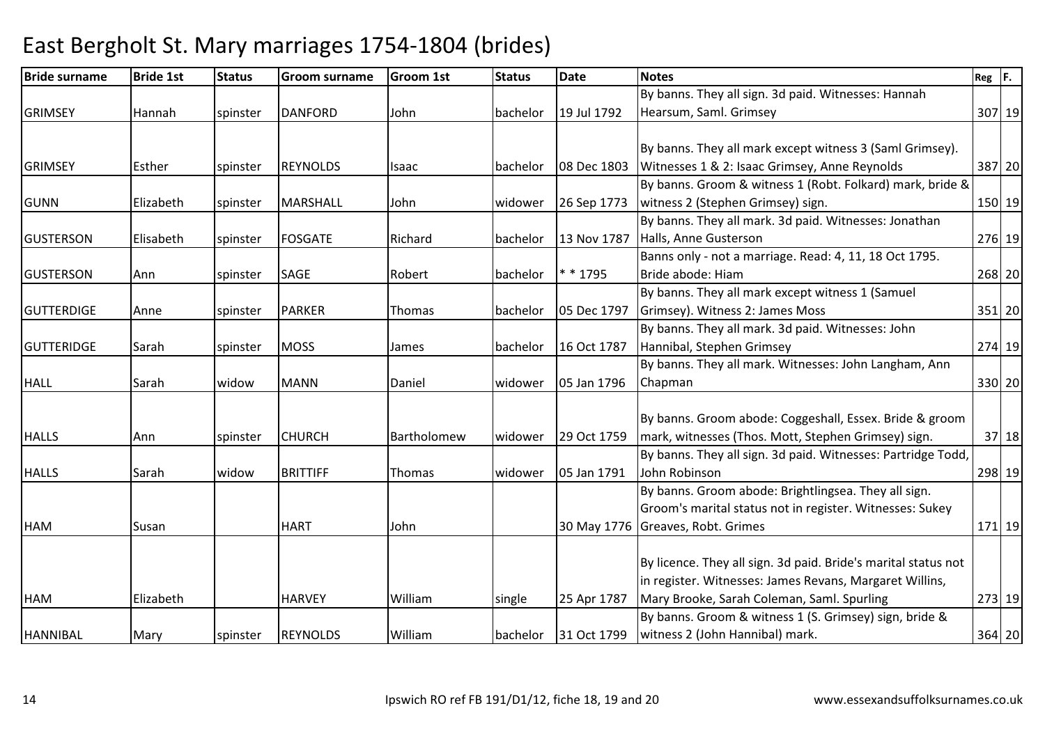# East Bergholt St. Mary marriages 1754-1804 (brides)

| Bride surname | Bride 1st | Status | Groom surname | Groom 1st | Status | Date | Notes | Reg | F. |
|---|---|---|---|---|---|---|---|---|---|
| GRIMSEY | Hannah | spinster | DANFORD | John | bachelor | 19 Jul 1792 | By banns. They all sign. 3d paid. Witnesses: Hannah Hearsum, Saml. Grimsey | 307 | 19 |
| GRIMSEY | Esther | spinster | REYNOLDS | Isaac | bachelor | 08 Dec 1803 | By banns. They all mark except witness 3 (Saml Grimsey). Witnesses 1 & 2: Isaac Grimsey, Anne Reynolds | 387 | 20 |
| GUNN | Elizabeth | spinster | MARSHALL | John | widower | 26 Sep 1773 | By banns. Groom & witness 1 (Robt. Folkard) mark, bride & witness 2 (Stephen Grimsey) sign. | 150 | 19 |
| GUSTERSON | Elisabeth | spinster | FOSGATE | Richard | bachelor | 13 Nov 1787 | By banns. They all mark. 3d paid. Witnesses: Jonathan Halls, Anne Gusterson | 276 | 19 |
| GUSTERSON | Ann | spinster | SAGE | Robert | bachelor | * * 1795 | Banns only - not a marriage. Read: 4, 11, 18 Oct 1795. Bride abode: Hiam | 268 | 20 |
| GUTTERDIGE | Anne | spinster | PARKER | Thomas | bachelor | 05 Dec 1797 | By banns. They all mark except witness 1 (Samuel Grimsey). Witness 2: James Moss | 351 | 20 |
| GUTTERIDGE | Sarah | spinster | MOSS | James | bachelor | 16 Oct 1787 | By banns. They all mark. 3d paid. Witnesses: John Hannibal, Stephen Grimsey | 274 | 19 |
| HALL | Sarah | widow | MANN | Daniel | widower | 05 Jan 1796 | By banns. They all mark. Witnesses: John Langham, Ann Chapman | 330 | 20 |
| HALLS | Ann | spinster | CHURCH | Bartholomew | widower | 29 Oct 1759 | By banns. Groom abode: Coggeshall, Essex. Bride & groom mark, witnesses (Thos. Mott, Stephen Grimsey) sign. | 37 | 18 |
| HALLS | Sarah | widow | BRITTIFF | Thomas | widower | 05 Jan 1791 | By banns. They all sign. 3d paid. Witnesses: Partridge Todd, John Robinson | 298 | 19 |
| HAM | Susan | | HART | John | | 30 May 1776 | By banns. Groom abode: Brightlingsea. They all sign. Groom's marital status not in register. Witnesses: Sukey Greaves, Robt. Grimes | 171 | 19 |
| HAM | Elizabeth | | HARVEY | William | single | 25 Apr 1787 | By licence. They all sign. 3d paid. Bride's marital status not in register. Witnesses: James Revans, Margaret Willins, Mary Brooke, Sarah Coleman, Saml. Spurling | 273 | 19 |
| HANNIBAL | Mary | spinster | REYNOLDS | William | bachelor | 31 Oct 1799 | By banns. Groom & witness 1 (S. Grimsey) sign, bride & witness 2 (John Hannibal) mark. | 364 | 20 |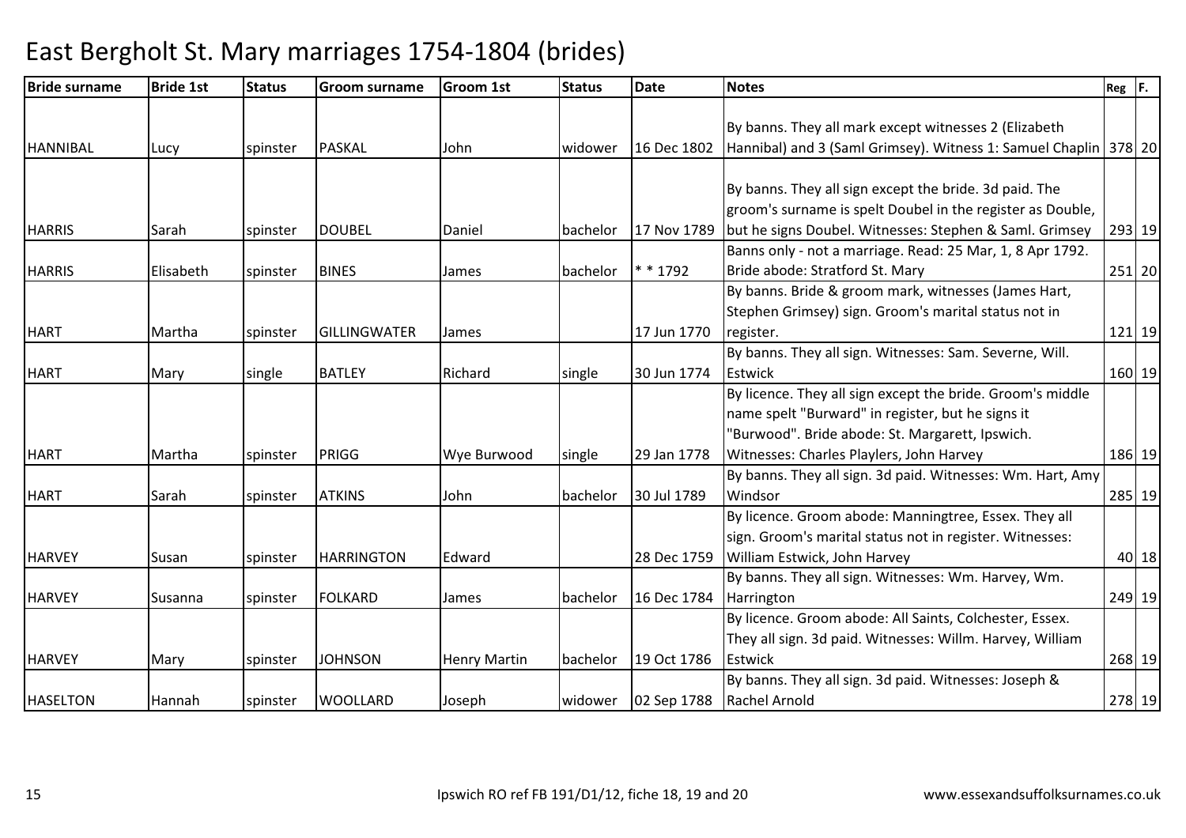# East Bergholt St. Mary marriages 1754-1804 (brides)

| Bride surname | Bride 1st | Status | Groom surname | Groom 1st | Status | Date | Notes | Reg | F. |
|---|---|---|---|---|---|---|---|---|---|
| HANNIBAL | Lucy | spinster | PASKAL | John | widower | 16 Dec 1802 | By banns. They all mark except witnesses 2 (Elizabeth Hannibal) and 3 (Saml Grimsey). Witness 1: Samuel Chaplin | 378 | 20 |
| HARRIS | Sarah | spinster | DOUBEL | Daniel | bachelor | 17 Nov 1789 | By banns. They all sign except the bride. 3d paid. The groom's surname is spelt Doubel in the register as Double, but he signs Doubel. Witnesses: Stephen & Saml. Grimsey | 293 | 19 |
| HARRIS | Elisabeth | spinster | BINES | James | bachelor | * * 1792 | Banns only - not a marriage. Read: 25 Mar, 1, 8 Apr 1792. Bride abode: Stratford St. Mary | 251 | 20 |
| HART | Martha | spinster | GILLINGWATER | James | | 17 Jun 1770 | By banns. Bride & groom mark, witnesses (James Hart, Stephen Grimsey) sign. Groom's marital status not in register. | 121 | 19 |
| HART | Mary | single | BATLEY | Richard | single | 30 Jun 1774 | By banns. They all sign. Witnesses: Sam. Severne, Will. Estwick | 160 | 19 |
| HART | Martha | spinster | PRIGG | Wye Burwood | single | 29 Jan 1778 | By licence. They all sign except the bride. Groom's middle name spelt "Burward" in register, but he signs it "Burwood". Bride abode: St. Margarett, Ipswich. Witnesses: Charles Playlers, John Harvey | 186 | 19 |
| HART | Sarah | spinster | ATKINS | John | bachelor | 30 Jul 1789 | By banns. They all sign. 3d paid. Witnesses: Wm. Hart, Amy Windsor | 285 | 19 |
| HARVEY | Susan | spinster | HARRINGTON | Edward | | 28 Dec 1759 | By licence. Groom abode: Manningtree, Essex. They all sign. Groom's marital status not in register. Witnesses: William Estwick, John Harvey | 40 | 18 |
| HARVEY | Susanna | spinster | FOLKARD | James | bachelor | 16 Dec 1784 | By banns. They all sign. Witnesses: Wm. Harvey, Wm. Harrington | 249 | 19 |
| HARVEY | Mary | spinster | JOHNSON | Henry Martin | bachelor | 19 Oct 1786 | By licence. Groom abode: All Saints, Colchester, Essex. They all sign. 3d paid. Witnesses: Willm. Harvey, William Estwick | 268 | 19 |
| HASELTON | Hannah | spinster | WOOLLARD | Joseph | widower | 02 Sep 1788 | By banns. They all sign. 3d paid. Witnesses: Joseph & Rachel Arnold | 278 | 19 |

Ipswich RO ref FB 191/D1/12, fiche 18, 19 and 20

www.essexandsuffolksurnames.co.uk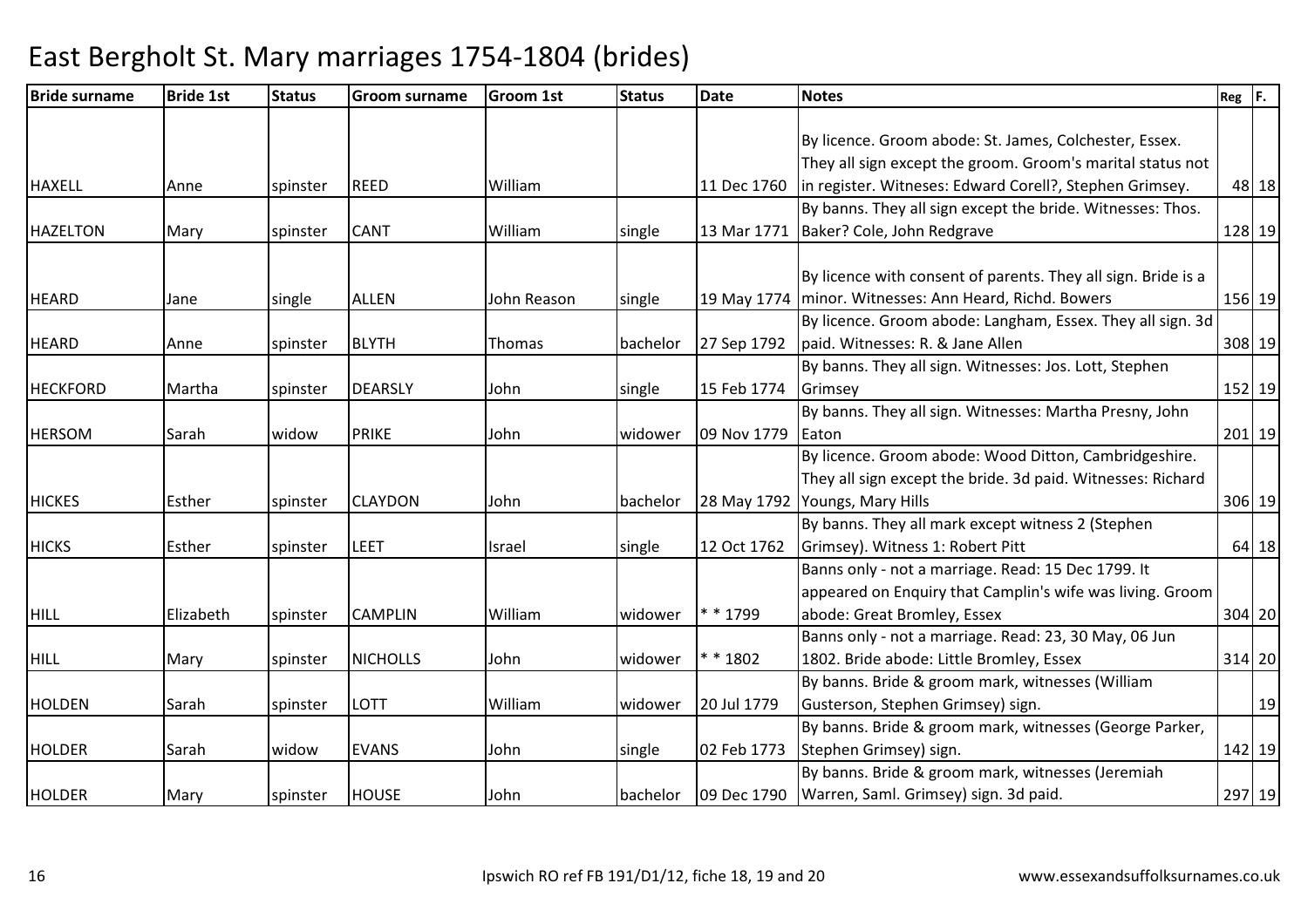# East Bergholt St. Mary marriages 1754-1804 (brides)

| Bride surname | Bride 1st | Status | Groom surname | Groom 1st | Status | Date | Notes | Reg | F. |
|---|---|---|---|---|---|---|---|---|---|
| HAXELL | Anne | spinster | REED | William | | 11 Dec 1760 | By licence. Groom abode: St. James, Colchester, Essex. They all sign except the groom. Groom's marital status not in register. Witneses: Edward Corell?, Stephen Grimsey. | 48 | 18 |
| HAZELTON | Mary | spinster | CANT | William | single | 13 Mar 1771 | By banns. They all sign except the bride. Witnesses: Thos. Baker? Cole, John Redgrave | 128 | 19 |
| HEARD | Jane | single | ALLEN | John Reason | single | 19 May 1774 | By licence with consent of parents. They all sign. Bride is a minor. Witnesses: Ann Heard, Richd. Bowers | 156 | 19 |
| HEARD | Anne | spinster | BLYTH | Thomas | bachelor | 27 Sep 1792 | By licence. Groom abode: Langham, Essex. They all sign. 3d paid. Witnesses: R. & Jane Allen | 308 | 19 |
| HECKFORD | Martha | spinster | DEARSLY | John | single | 15 Feb 1774 | By banns. They all sign. Witnesses: Jos. Lott, Stephen Grimsey | 152 | 19 |
| HERSOM | Sarah | widow | PRIKE | John | widower | 09 Nov 1779 | By banns. They all sign. Witnesses: Martha Presny, John Eaton | 201 | 19 |
| HICKES | Esther | spinster | CLAYDON | John | bachelor | 28 May 1792 | By licence. Groom abode: Wood Ditton, Cambridgeshire. They all sign except the bride. 3d paid. Witnesses: Richard Youngs, Mary Hills | 306 | 19 |
| HICKS | Esther | spinster | LEET | Israel | single | 12 Oct 1762 | By banns. They all mark except witness 2 (Stephen Grimsey). Witness 1: Robert Pitt | 64 | 18 |
| HILL | Elizabeth | spinster | CAMPLIN | William | widower | * * 1799 | Banns only - not a marriage. Read: 15 Dec 1799. It appeared on Enquiry that Camplin's wife was living. Groom abode: Great Bromley, Essex | 304 | 20 |
| HILL | Mary | spinster | NICHOLLS | John | widower | * * 1802 | Banns only - not a marriage. Read: 23, 30 May, 06 Jun 1802. Bride abode: Little Bromley, Essex | 314 | 20 |
| HOLDEN | Sarah | spinster | LOTT | William | widower | 20 Jul 1779 | By banns. Bride & groom mark, witnesses (William Gusterson, Stephen Grimsey) sign. | | 19 |
| HOLDER | Sarah | widow | EVANS | John | single | 02 Feb 1773 | By banns. Bride & groom mark, witnesses (George Parker, Stephen Grimsey) sign. | 142 | 19 |
| HOLDER | Mary | spinster | HOUSE | John | bachelor | 09 Dec 1790 | By banns. Bride & groom mark, witnesses (Jeremiah Warren, Saml. Grimsey) sign. 3d paid. | 297 | 19 |

Ipswich RO ref FB 191/D1/12, fiche 18, 19 and 20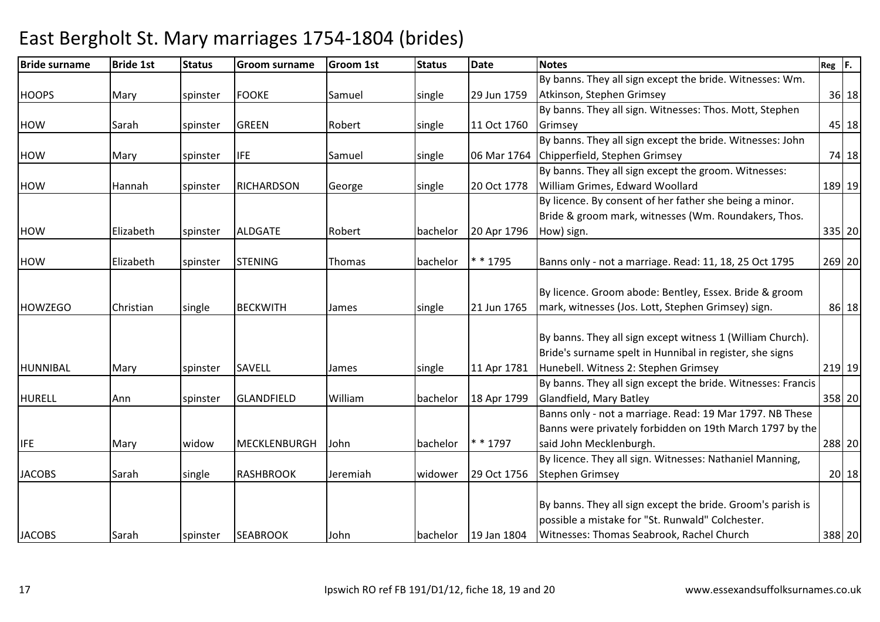# East Bergholt St. Mary marriages 1754-1804 (brides)

| Bride surname | Bride 1st | Status | Groom surname | Groom 1st | Status | Date | Notes | Reg | F. |
|---|---|---|---|---|---|---|---|---|---|
| HOOPS | Mary | spinster | FOOKE | Samuel | single | 29 Jun 1759 | By banns. They all sign except the bride. Witnesses: Wm. Atkinson, Stephen Grimsey | 36 | 18 |
| HOW | Sarah | spinster | GREEN | Robert | single | 11 Oct 1760 | By banns. They all sign. Witnesses: Thos. Mott, Stephen Grimsey | 45 | 18 |
| HOW | Mary | spinster | IFE | Samuel | single | 06 Mar 1764 | By banns. They all sign except the bride. Witnesses: John Chipperfield, Stephen Grimsey | 74 | 18 |
| HOW | Hannah | spinster | RICHARDSON | George | single | 20 Oct 1778 | By banns. They all sign except the groom. Witnesses: William Grimes, Edward Woollard | 189 | 19 |
| HOW | Elizabeth | spinster | ALDGATE | Robert | bachelor | 20 Apr 1796 | By licence. By consent of her father she being a minor. Bride & groom mark, witnesses (Wm. Roundakers, Thos. How) sign. | 335 | 20 |
| HOW | Elizabeth | spinster | STENING | Thomas | bachelor | * * 1795 | Banns only - not a marriage. Read: 11, 18, 25 Oct 1795 | 269 | 20 |
| HOWZEGO | Christian | single | BECKWITH | James | single | 21 Jun 1765 | By licence. Groom abode: Bentley, Essex. Bride & groom mark, witnesses (Jos. Lott, Stephen Grimsey) sign. | 86 | 18 |
| HUNNIBAL | Mary | spinster | SAVELL | James | single | 11 Apr 1781 | By banns. They all sign except witness 1 (William Church). Bride's surname spelt in Hunnibal in register, she signs Hunebell. Witness 2: Stephen Grimsey | 219 | 19 |
| HURELL | Ann | spinster | GLANDFIELD | William | bachelor | 18 Apr 1799 | By banns. They all sign except the bride. Witnesses: Francis Glandfield, Mary Batley | 358 | 20 |
| IFE | Mary | widow | MECKLENBURGH | John | bachelor | * * 1797 | Banns only - not a marriage. Read: 19 Mar 1797. NB These Banns were privately forbidden on 19th March 1797 by the said John Mecklenburgh. | 288 | 20 |
| JACOBS | Sarah | single | RASHBROOK | Jeremiah | widower | 29 Oct 1756 | By licence. They all sign. Witnesses: Nathaniel Manning, Stephen Grimsey | 20 | 18 |
| JACOBS | Sarah | spinster | SEABROOK | John | bachelor | 19 Jan 1804 | By banns. They all sign except the bride. Groom's parish is possible a mistake for "St. Runwald" Colchester. Witnesses: Thomas Seabrook, Rachel Church | 388 | 20 |

Ipswich RO ref FB 191/D1/12, fiche 18, 19 and 20

www.essexandsuffolksurnames.co.uk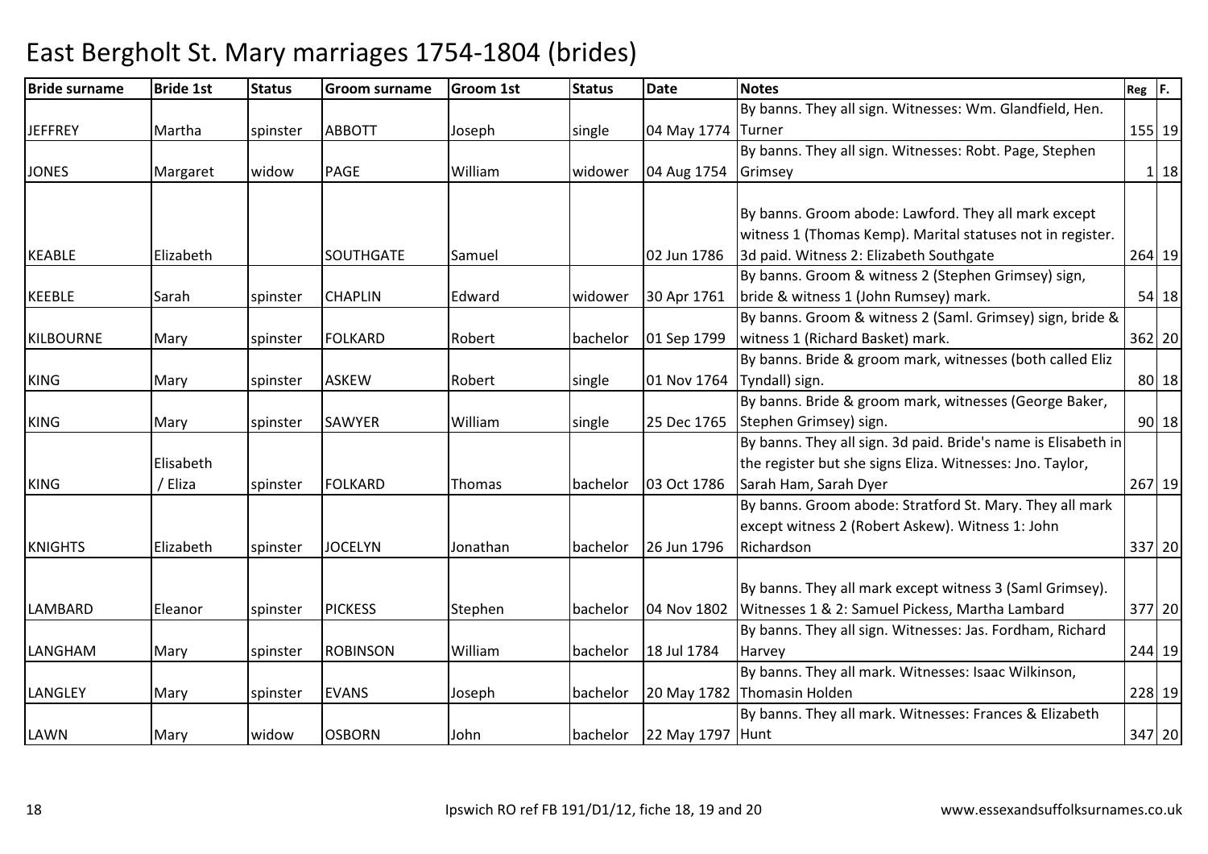# East Bergholt St. Mary marriages 1754-1804 (brides)

| Bride surname | Bride 1st | Status | Groom surname | Groom 1st | Status | Date | Notes | Reg | F. |
|---|---|---|---|---|---|---|---|---|---|
| JEFFREY | Martha | spinster | ABBOTT | Joseph | single | 04 May 1774 | By banns. They all sign. Witnesses: Wm. Glandfield, Hen. Turner | 155 | 19 |
| JONES | Margaret | widow | PAGE | William | widower | 04 Aug 1754 | By banns. They all sign. Witnesses: Robt. Page, Stephen Grimsey | 1 | 18 |
| KEABLE | Elizabeth | | SOUTHGATE | Samuel | | 02 Jun 1786 | By banns. Groom abode: Lawford. They all mark except witness 1 (Thomas Kemp). Marital statuses not in register. 3d paid. Witness 2: Elizabeth Southgate | 264 | 19 |
| KEEBLE | Sarah | spinster | CHAPLIN | Edward | widower | 30 Apr 1761 | By banns. Groom & witness 2 (Stephen Grimsey) sign, bride & witness 1 (John Rumsey) mark. | 54 | 18 |
| KILBOURNE | Mary | spinster | FOLKARD | Robert | bachelor | 01 Sep 1799 | By banns. Groom & witness 2 (Saml. Grimsey) sign, bride & witness 1 (Richard Basket) mark. | 362 | 20 |
| KING | Mary | spinster | ASKEW | Robert | single | 01 Nov 1764 | By banns. Bride & groom mark, witnesses (both called Eliz Tyndall) sign. | 80 | 18 |
| KING | Mary | spinster | SAWYER | William | single | 25 Dec 1765 | By banns. Bride & groom mark, witnesses (George Baker, Stephen Grimsey) sign. | 90 | 18 |
| KING | Elisabeth / Eliza | spinster | FOLKARD | Thomas | bachelor | 03 Oct 1786 | By banns. They all sign. 3d paid. Bride's name is Elisabeth in the register but she signs Eliza. Witnesses: Jno. Taylor, Sarah Ham, Sarah Dyer | 267 | 19 |
| KNIGHTS | Elizabeth | spinster | JOCELYN | Jonathan | bachelor | 26 Jun 1796 | By banns. Groom abode: Stratford St. Mary. They all mark except witness 2 (Robert Askew). Witness 1: John Richardson | 337 | 20 |
| LAMBARD | Eleanor | spinster | PICKESS | Stephen | bachelor | 04 Nov 1802 | By banns. They all mark except witness 3 (Saml Grimsey). Witnesses 1 & 2: Samuel Pickess, Martha Lambard | 377 | 20 |
| LANGHAM | Mary | spinster | ROBINSON | William | bachelor | 18 Jul 1784 | By banns. They all sign. Witnesses: Jas. Fordham, Richard Harvey | 244 | 19 |
| LANGLEY | Mary | spinster | EVANS | Joseph | bachelor | 20 May 1782 | By banns. They all mark. Witnesses: Isaac Wilkinson, Thomasin Holden | 228 | 19 |
| LAWN | Mary | widow | OSBORN | John | bachelor | 22 May 1797 | By banns. They all mark. Witnesses: Frances & Elizabeth Hunt | 347 | 20 |

Ipswich RO ref FB 191/D1/12, fiche 18, 19 and 20 www.essexandsuffolksurnames.co.uk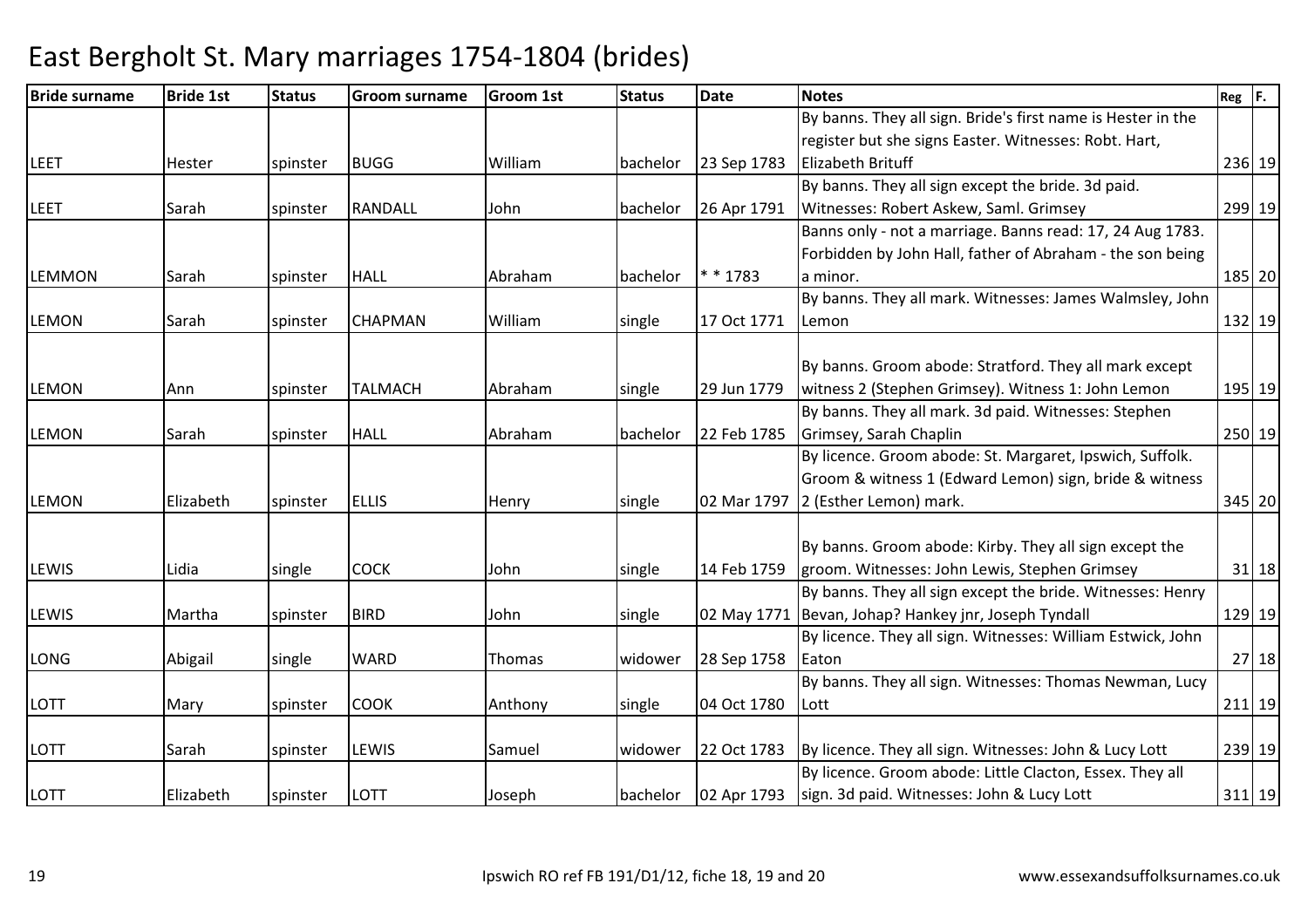# East Bergholt St. Mary marriages 1754-1804 (brides)

| Bride surname | Bride 1st | Status | Groom surname | Groom 1st | Status | Date | Notes | Reg | F. |
|---|---|---|---|---|---|---|---|---|---|
| LEET | Hester | spinster | BUGG | William | bachelor | 23 Sep 1783 | By banns. They all sign. Bride's first name is Hester in the register but she signs Easter. Witnesses: Robt. Hart, Elizabeth Brituff | 236 | 19 |
| LEET | Sarah | spinster | RANDALL | John | bachelor | 26 Apr 1791 | By banns. They all sign except the bride. 3d paid. Witnesses: Robert Askew, Saml. Grimsey | 299 | 19 |
| LEMMON | Sarah | spinster | HALL | Abraham | bachelor | * * 1783 | Banns only - not a marriage. Banns read: 17, 24 Aug 1783. Forbidden by John Hall, father of Abraham - the son being a minor. | 185 | 20 |
| LEMON | Sarah | spinster | CHAPMAN | William | single | 17 Oct 1771 | By banns. They all mark. Witnesses: James Walmsley, John Lemon | 132 | 19 |
| LEMON | Ann | spinster | TALMACH | Abraham | single | 29 Jun 1779 | By banns. Groom abode: Stratford. They all mark except witness 2 (Stephen Grimsey). Witness 1: John Lemon | 195 | 19 |
| LEMON | Sarah | spinster | HALL | Abraham | bachelor | 22 Feb 1785 | By banns. They all mark. 3d paid. Witnesses: Stephen Grimsey, Sarah Chaplin | 250 | 19 |
| LEMON | Elizabeth | spinster | ELLIS | Henry | single | 02 Mar 1797 | By licence. Groom abode: St. Margaret, Ipswich, Suffolk. Groom & witness 1 (Edward Lemon) sign, bride & witness 2 (Esther Lemon) mark. | 345 | 20 |
| LEWIS | Lidia | single | COCK | John | single | 14 Feb 1759 | By banns. Groom abode: Kirby. They all sign except the groom. Witnesses: John Lewis, Stephen Grimsey | 31 | 18 |
| LEWIS | Martha | spinster | BIRD | John | single | 02 May 1771 | By banns. They all sign except the bride. Witnesses: Henry Bevan, Johap? Hankey jnr, Joseph Tyndall | 129 | 19 |
| LONG | Abigail | single | WARD | Thomas | widower | 28 Sep 1758 | By licence. They all sign. Witnesses: William Estwick, John Eaton | 27 | 18 |
| LOTT | Mary | spinster | COOK | Anthony | single | 04 Oct 1780 | By banns. They all sign. Witnesses: Thomas Newman, Lucy Lott | 211 | 19 |
| LOTT | Sarah | spinster | LEWIS | Samuel | widower | 22 Oct 1783 | By licence. They all sign. Witnesses: John & Lucy Lott | 239 | 19 |
| LOTT | Elizabeth | spinster | LOTT | Joseph | bachelor | 02 Apr 1793 | By licence. Groom abode: Little Clacton, Essex. They all sign. 3d paid. Witnesses: John & Lucy Lott | 311 | 19 |

Ipswich RO ref FB 191/D1/12, fiche 18, 19 and 20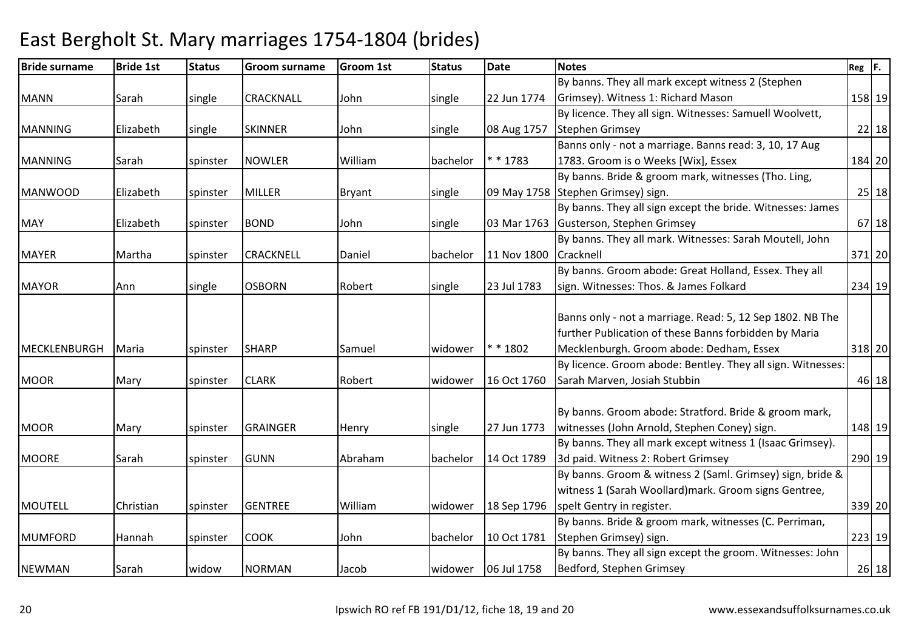# East Bergholt St. Mary marriages 1754-1804 (brides)

| Bride surname | Bride 1st | Status | Groom surname | Groom 1st | Status | Date | Notes | Reg | F. |
|---|---|---|---|---|---|---|---|---|---|
| MANN | Sarah | single | CRACKNALL | John | single | 22 Jun 1774 | By banns. They all mark except witness 2 (Stephen Grimsey). Witness 1: Richard Mason | 158 | 19 |
| MANNING | Elizabeth | single | SKINNER | John | single | 08 Aug 1757 | By licence. They all sign. Witnesses: Samuell Woolvett, Stephen Grimsey | 22 | 18 |
| MANNING | Sarah | spinster | NOWLER | William | bachelor | * * 1783 | Banns only - not a marriage. Banns read: 3, 10, 17 Aug 1783. Groom is o Weeks [Wix], Essex | 184 | 20 |
| MANWOOD | Elizabeth | spinster | MILLER | Bryant | single | 09 May 1758 | By banns. Bride & groom mark, witnesses (Tho. Ling, Stephen Grimsey) sign. | 25 | 18 |
| MAY | Elizabeth | spinster | BOND | John | single | 03 Mar 1763 | By banns. They all sign except the bride. Witnesses: James Gusterson, Stephen Grimsey | 67 | 18 |
| MAYER | Martha | spinster | CRACKNELL | Daniel | bachelor | 11 Nov 1800 | By banns. They all mark. Witnesses: Sarah Moutell, John Cracknell | 371 | 20 |
| MAYOR | Ann | single | OSBORN | Robert | single | 23 Jul 1783 | By banns. Groom abode: Great Holland, Essex. They all sign. Witnesses: Thos. & James Folkard | 234 | 19 |
| MECKLENBURGH | Maria | spinster | SHARP | Samuel | widower | * * 1802 | Banns only - not a marriage. Read: 5, 12 Sep 1802. NB The further Publication of these Banns forbidden by Maria Mecklenburgh. Groom abode: Dedham, Essex | 318 | 20 |
| MOOR | Mary | spinster | CLARK | Robert | widower | 16 Oct 1760 | By licence. Groom abode: Bentley. They all sign. Witnesses: Sarah Marven, Josiah Stubbin | 46 | 18 |
| MOOR | Mary | spinster | GRAINGER | Henry | single | 27 Jun 1773 | By banns. Groom abode: Stratford. Bride & groom mark, witnesses (John Arnold, Stephen Coney) sign. | 148 | 19 |
| MOORE | Sarah | spinster | GUNN | Abraham | bachelor | 14 Oct 1789 | By banns. They all mark except witness 1 (Isaac Grimsey). 3d paid. Witness 2: Robert Grimsey | 290 | 19 |
| MOUTELL | Christian | spinster | GENTREE | William | widower | 18 Sep 1796 | By banns. Groom & witness 2 (Saml. Grimsey) sign, bride & witness 1 (Sarah Woollard)mark. Groom signs Gentree, spelt Gentry in register. | 339 | 20 |
| MUMFORD | Hannah | spinster | COOK | John | bachelor | 10 Oct 1781 | By banns. Bride & groom mark, witnesses (C. Perriman, Stephen Grimsey) sign. | 223 | 19 |
| NEWMAN | Sarah | widow | NORMAN | Jacob | widower | 06 Jul 1758 | By banns. They all sign except the groom. Witnesses: John Bedford, Stephen Grimsey | 26 | 18 |

Ipswich RO ref FB 191/D1/12, fiche 18, 19 and 20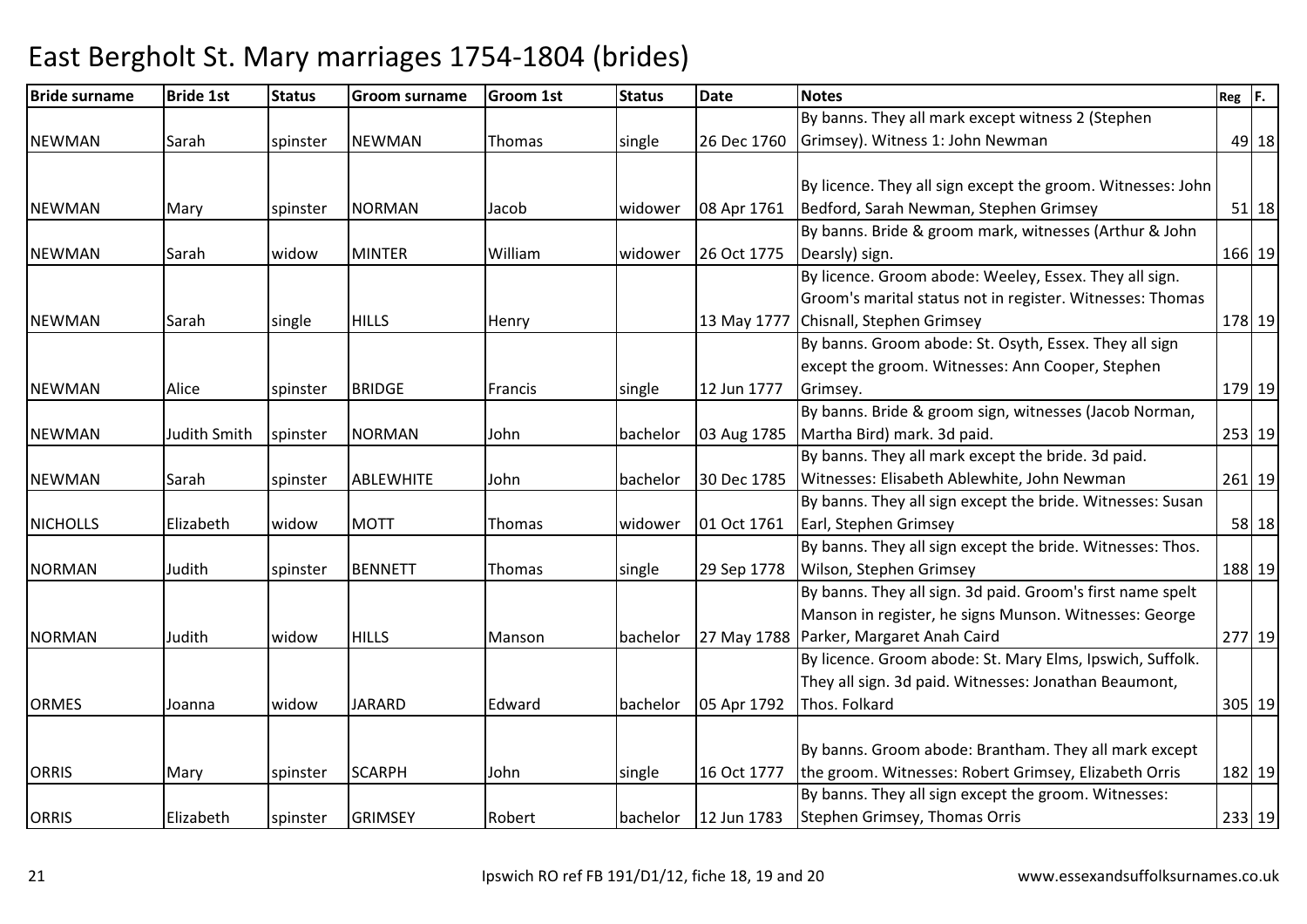# East Bergholt St. Mary marriages 1754-1804 (brides)

| Bride surname | Bride 1st | Status | Groom surname | Groom 1st | Status | Date | Notes | Reg | F. |
|---|---|---|---|---|---|---|---|---|---|
| NEWMAN | Sarah | spinster | NEWMAN | Thomas | single | 26 Dec 1760 | By banns. They all mark except witness 2 (Stephen Grimsey). Witness 1: John Newman | 49 | 18 |
| NEWMAN | Mary | spinster | NORMAN | Jacob | widower | 08 Apr 1761 | By licence. They all sign except the groom. Witnesses: John Bedford, Sarah Newman, Stephen Grimsey | 51 | 18 |
| NEWMAN | Sarah | widow | MINTER | William | widower | 26 Oct 1775 | By banns. Bride & groom mark, witnesses (Arthur & John Dearsly) sign. | 166 | 19 |
| NEWMAN | Sarah | single | HILLS | Henry | | 13 May 1777 | By licence. Groom abode: Weeley, Essex. They all sign. Groom's marital status not in register. Witnesses: Thomas Chisnall, Stephen Grimsey | 178 | 19 |
| NEWMAN | Alice | spinster | BRIDGE | Francis | single | 12 Jun 1777 | By banns. Groom abode: St. Osyth, Essex. They all sign except the groom. Witnesses: Ann Cooper, Stephen Grimsey. | 179 | 19 |
| NEWMAN | Judith Smith | spinster | NORMAN | John | bachelor | 03 Aug 1785 | By banns. Bride & groom sign, witnesses (Jacob Norman, Martha Bird) mark. 3d paid. | 253 | 19 |
| NEWMAN | Sarah | spinster | ABLEWHITE | John | bachelor | 30 Dec 1785 | By banns. They all mark except the bride. 3d paid. Witnesses: Elisabeth Ablewhite, John Newman | 261 | 19 |
| NICHOLLS | Elizabeth | widow | MOTT | Thomas | widower | 01 Oct 1761 | By banns. They all sign except the bride. Witnesses: Susan Earl, Stephen Grimsey | 58 | 18 |
| NORMAN | Judith | spinster | BENNETT | Thomas | single | 29 Sep 1778 | By banns. They all sign except the bride. Witnesses: Thos. Wilson, Stephen Grimsey | 188 | 19 |
| NORMAN | Judith | widow | HILLS | Manson | bachelor | 27 May 1788 | By banns. They all sign. 3d paid. Groom's first name spelt Manson in register, he signs Munson. Witnesses: George Parker, Margaret Anah Caird | 277 | 19 |
| ORMES | Joanna | widow | JARARD | Edward | bachelor | 05 Apr 1792 | By licence. Groom abode: St. Mary Elms, Ipswich, Suffolk. They all sign. 3d paid. Witnesses: Jonathan Beaumont, Thos. Folkard | 305 | 19 |
| ORRIS | Mary | spinster | SCARPH | John | single | 16 Oct 1777 | By banns. Groom abode: Brantham. They all mark except the groom. Witnesses: Robert Grimsey, Elizabeth Orris | 182 | 19 |
| ORRIS | Elizabeth | spinster | GRIMSEY | Robert | bachelor | 12 Jun 1783 | By banns. They all sign except the groom. Witnesses: Stephen Grimsey, Thomas Orris | 233 | 19 |

Ipswich RO ref FB 191/D1/12, fiche 18, 19 and 20 www.essexandsuffolksurnames.co.uk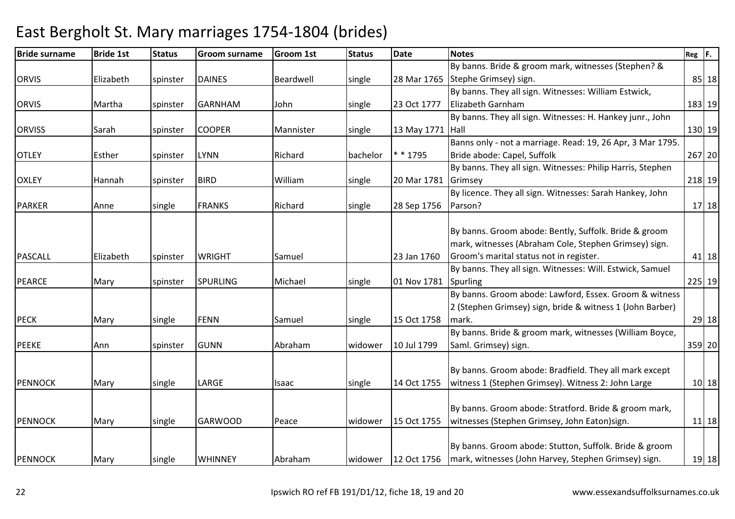# East Bergholt St. Mary marriages 1754-1804 (brides)

| Bride surname | Bride 1st | Status | Groom surname | Groom 1st | Status | Date | Notes | Reg | F. |
|---|---|---|---|---|---|---|---|---|---|
| ORVIS | Elizabeth | spinster | DAINES | Beardwell | single | 28 Mar 1765 | By banns. Bride & groom mark, witnesses (Stephen? & Stephe Grimsey) sign. | 85 | 18 |
| ORVIS | Martha | spinster | GARNHAM | John | single | 23 Oct 1777 | By banns. They all sign. Witnesses: William Estwick, Elizabeth Garnham | 183 | 19 |
| ORVISS | Sarah | spinster | COOPER | Mannister | single | 13 May 1771 | By banns. They all sign. Witnesses: H. Hankey junr., John Hall | 130 | 19 |
| OTLEY | Esther | spinster | LYNN | Richard | bachelor | * * 1795 | Banns only - not a marriage. Read: 19, 26 Apr, 3 Mar 1795. Bride abode: Capel, Suffolk | 267 | 20 |
| OXLEY | Hannah | spinster | BIRD | William | single | 20 Mar 1781 | By banns. They all sign. Witnesses: Philip Harris, Stephen Grimsey | 218 | 19 |
| PARKER | Anne | single | FRANKS | Richard | single | 28 Sep 1756 | By licence. They all sign. Witnesses: Sarah Hankey, John Parson? | 17 | 18 |
| PASCALL | Elizabeth | spinster | WRIGHT | Samuel | | 23 Jan 1760 | By banns. Groom abode: Bently, Suffolk. Bride & groom mark, witnesses (Abraham Cole, Stephen Grimsey) sign. Groom's marital status not in register. | 41 | 18 |
| PEARCE | Mary | spinster | SPURLING | Michael | single | 01 Nov 1781 | By banns. They all sign. Witnesses: Will. Estwick, Samuel Spurling | 225 | 19 |
| PECK | Mary | single | FENN | Samuel | single | 15 Oct 1758 | By banns. Groom abode: Lawford, Essex. Groom & witness 2 (Stephen Grimsey) sign, bride & witness 1 (John Barber) mark. | 29 | 18 |
| PEEKE | Ann | spinster | GUNN | Abraham | widower | 10 Jul 1799 | By banns. Bride & groom mark, witnesses (William Boyce, Saml. Grimsey) sign. | 359 | 20 |
| PENNOCK | Mary | single | LARGE | Isaac | single | 14 Oct 1755 | By banns. Groom abode: Bradfield. They all mark except witness 1 (Stephen Grimsey). Witness 2: John Large | 10 | 18 |
| PENNOCK | Mary | single | GARWOOD | Peace | widower | 15 Oct 1755 | By banns. Groom abode: Stratford. Bride & groom mark, witnesses (Stephen Grimsey, John Eaton)sign. | 11 | 18 |
| PENNOCK | Mary | single | WHINNEY | Abraham | widower | 12 Oct 1756 | By banns. Groom abode: Stutton, Suffolk. Bride & groom mark, witnesses (John Harvey, Stephen Grimsey) sign. | 19 | 18 |

Ipswich RO ref FB 191/D1/12, fiche 18, 19 and 20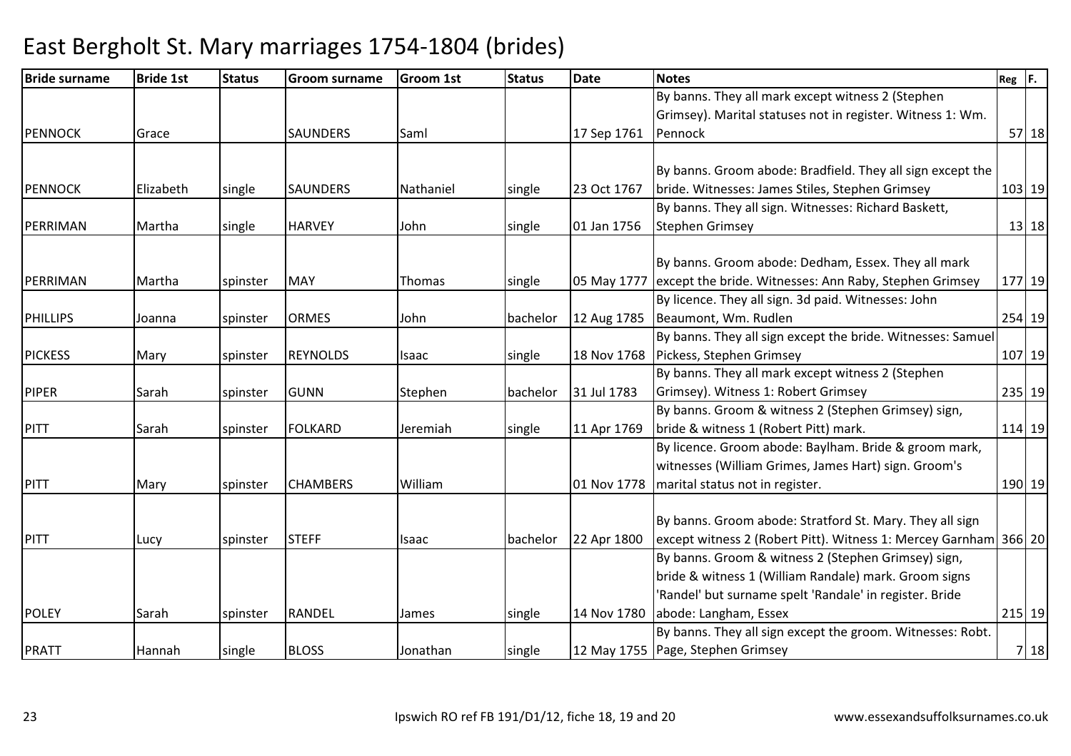# East Bergholt St. Mary marriages 1754-1804 (brides)

| Bride surname | Bride 1st | Status | Groom surname | Groom 1st | Status | Date | Notes | Reg | F. |
|---|---|---|---|---|---|---|---|---|---|
| PENNOCK | Grace | | SAUNDERS | Saml | | 17 Sep 1761 | By banns. They all mark except witness 2 (Stephen Grimsey). Marital statuses not in register. Witness 1: Wm. Pennock | 57 | 18 |
| PENNOCK | Elizabeth | single | SAUNDERS | Nathaniel | single | 23 Oct 1767 | By banns. Groom abode: Bradfield. They all sign except the bride. Witnesses: James Stiles, Stephen Grimsey | 103 | 19 |
| PERRIMAN | Martha | single | HARVEY | John | single | 01 Jan 1756 | By banns. They all sign. Witnesses: Richard Baskett, Stephen Grimsey | 13 | 18 |
| PERRIMAN | Martha | spinster | MAY | Thomas | single | 05 May 1777 | By banns. Groom abode: Dedham, Essex. They all mark except the bride. Witnesses: Ann Raby, Stephen Grimsey | 177 | 19 |
| PHILLIPS | Joanna | spinster | ORMES | John | bachelor | 12 Aug 1785 | By licence. They all sign. 3d paid. Witnesses: John Beaumont, Wm. Rudlen | 254 | 19 |
| PICKESS | Mary | spinster | REYNOLDS | Isaac | single | 18 Nov 1768 | By banns. They all sign except the bride. Witnesses: Samuel Pickess, Stephen Grimsey | 107 | 19 |
| PIPER | Sarah | spinster | GUNN | Stephen | bachelor | 31 Jul 1783 | By banns. They all mark except witness 2 (Stephen Grimsey). Witness 1: Robert Grimsey | 235 | 19 |
| PITT | Sarah | spinster | FOLKARD | Jeremiah | single | 11 Apr 1769 | By banns. Groom & witness 2 (Stephen Grimsey) sign, bride & witness 1 (Robert Pitt) mark. | 114 | 19 |
| PITT | Mary | spinster | CHAMBERS | William | | 01 Nov 1778 | By licence. Groom abode: Baylham. Bride & groom mark, witnesses (William Grimes, James Hart) sign. Groom's marital status not in register. | 190 | 19 |
| PITT | Lucy | spinster | STEFF | Isaac | bachelor | 22 Apr 1800 | By banns. Groom abode: Stratford St. Mary. They all sign except witness 2 (Robert Pitt). Witness 1: Mercey Garnham | 366 | 20 |
| POLEY | Sarah | spinster | RANDEL | James | single | 14 Nov 1780 | By banns. Groom & witness 2 (Stephen Grimsey) sign, bride & witness 1 (William Randale) mark. Groom signs 'Randel' but surname spelt 'Randale' in register. Bride abode: Langham, Essex | 215 | 19 |
| PRATT | Hannah | single | BLOSS | Jonathan | single | 12 May 1755 | By banns. They all sign except the groom. Witnesses: Robt. Page, Stephen Grimsey | 7 | 18 |

Ipswich RO ref FB 191/D1/12, fiche 18, 19 and 20

www.essexandsuffolksurnames.co.uk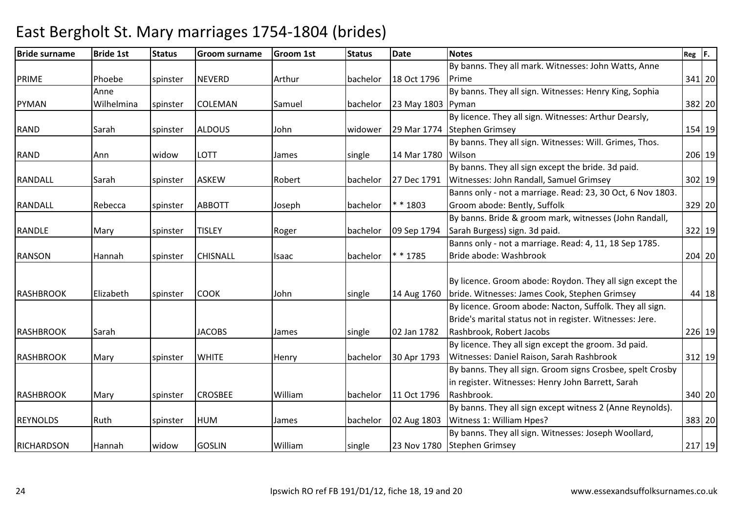# East Bergholt St. Mary marriages 1754-1804 (brides)

| Bride surname | Bride 1st | Status | Groom surname | Groom 1st | Status | Date | Notes | Reg | F. |
|---|---|---|---|---|---|---|---|---|---|
| PRIME | Phoebe | spinster | NEVERD | Arthur | bachelor | 18 Oct 1796 | By banns. They all mark. Witnesses: John Watts, Anne Prime | 341 | 20 |
| PYMAN | Anne Wilhelmina | spinster | COLEMAN | Samuel | bachelor | 23 May 1803 | By banns. They all sign. Witnesses: Henry King, Sophia Pyman | 382 | 20 |
| RAND | Sarah | spinster | ALDOUS | John | widower | 29 Mar 1774 | By licence. They all sign. Witnesses: Arthur Dearsly, Stephen Grimsey | 154 | 19 |
| RAND | Ann | widow | LOTT | James | single | 14 Mar 1780 | By banns. They all sign. Witnesses: Will. Grimes, Thos. Wilson | 206 | 19 |
| RANDALL | Sarah | spinster | ASKEW | Robert | bachelor | 27 Dec 1791 | By banns. They all sign except the bride. 3d paid. Witnesses: John Randall, Samuel Grimsey | 302 | 19 |
| RANDALL | Rebecca | spinster | ABBOTT | Joseph | bachelor | * * 1803 | Banns only - not a marriage. Read: 23, 30 Oct, 6 Nov 1803. Groom abode: Bently, Suffolk | 329 | 20 |
| RANDLE | Mary | spinster | TISLEY | Roger | bachelor | 09 Sep 1794 | By banns. Bride & groom mark, witnesses (John Randall, Sarah Burgess) sign. 3d paid. | 322 | 19 |
| RANSON | Hannah | spinster | CHISNALL | Isaac | bachelor | * * 1785 | Banns only - not a marriage. Read: 4, 11, 18 Sep 1785. Bride abode: Washbrook | 204 | 20 |
| RASHBROOK | Elizabeth | spinster | COOK | John | single | 14 Aug 1760 | By licence. Groom abode: Roydon. They all sign except the bride. Witnesses: James Cook, Stephen Grimsey | 44 | 18 |
| RASHBROOK | Sarah | | JACOBS | James | single | 02 Jan 1782 | By licence. Groom abode: Nacton, Suffolk. They all sign. Bride's marital status not in register. Witnesses: Jere. Rashbrook, Robert Jacobs | 226 | 19 |
| RASHBROOK | Mary | spinster | WHITE | Henry | bachelor | 30 Apr 1793 | By licence. They all sign except the groom. 3d paid. Witnesses: Daniel Raison, Sarah Rashbrook | 312 | 19 |
| RASHBROOK | Mary | spinster | CROSBEE | William | bachelor | 11 Oct 1796 | By banns. They all sign. Groom signs Crosbee, spelt Crosby in register. Witnesses: Henry John Barrett, Sarah Rashbrook. | 340 | 20 |
| REYNOLDS | Ruth | spinster | HUM | James | bachelor | 02 Aug 1803 | By banns. They all sign except witness 2 (Anne Reynolds). Witness 1: William Hpes? | 383 | 20 |
| RICHARDSON | Hannah | widow | GOSLIN | William | single | 23 Nov 1780 | By banns. They all sign. Witnesses: Joseph Woollard, Stephen Grimsey | 217 | 19 |

Ipswich RO ref FB 191/D1/12, fiche 18, 19 and 20 — www.essexandsuffolksurnames.co.uk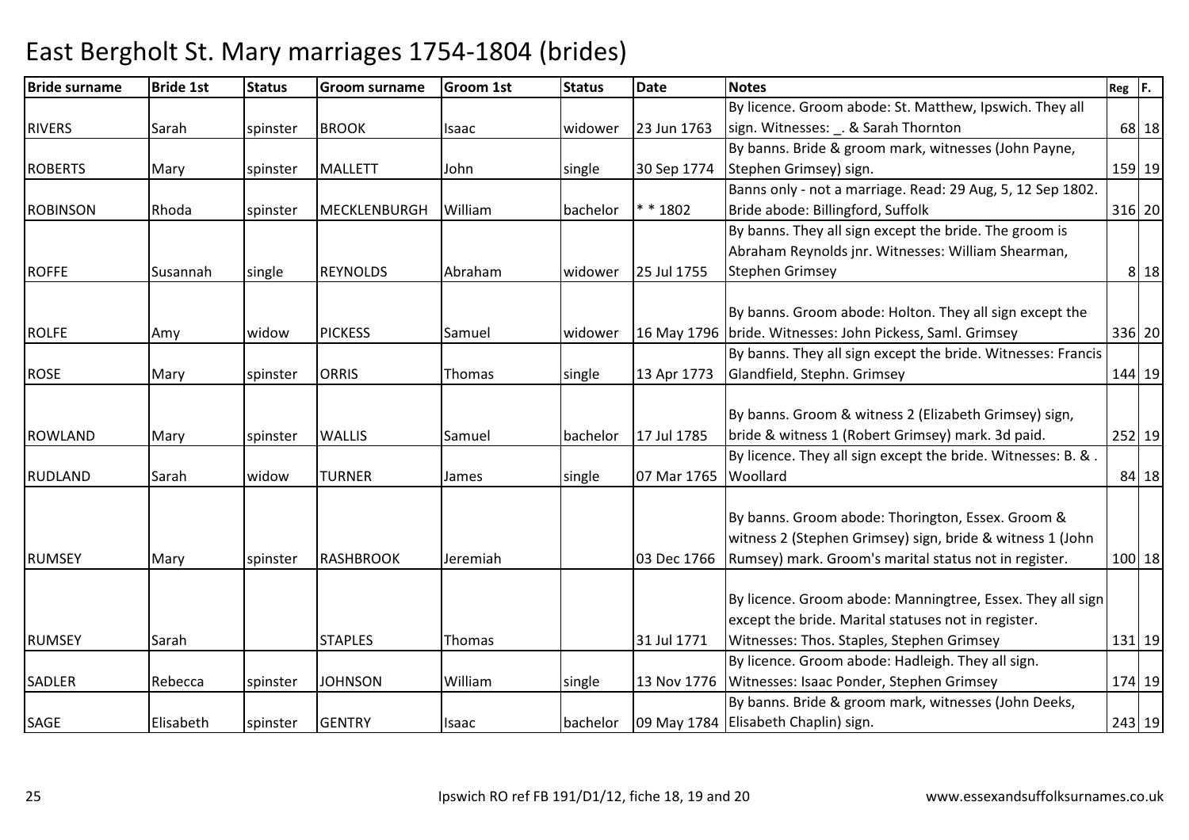# East Bergholt St. Mary marriages 1754-1804 (brides)

| Bride surname | Bride 1st | Status | Groom surname | Groom 1st | Status | Date | Notes | Reg | F. |
|---|---|---|---|---|---|---|---|---|---|
| RIVERS | Sarah | spinster | BROOK | Isaac | widower | 23 Jun 1763 | By licence. Groom abode: St. Matthew, Ipswich. They all sign. Witnesses: _. & Sarah Thornton | 68 | 18 |
| ROBERTS | Mary | spinster | MALLETT | John | single | 30 Sep 1774 | By banns. Bride & groom mark, witnesses (John Payne, Stephen Grimsey) sign. | 159 | 19 |
| ROBINSON | Rhoda | spinster | MECKLENBURGH | William | bachelor | * * 1802 | Banns only - not a marriage. Read: 29 Aug, 5, 12 Sep 1802. Bride abode: Billingford, Suffolk | 316 | 20 |
| ROFFE | Susannah | single | REYNOLDS | Abraham | widower | 25 Jul 1755 | By banns. They all sign except the bride. The groom is Abraham Reynolds jnr. Witnesses: William Shearman, Stephen Grimsey | 8 | 18 |
| ROLFE | Amy | widow | PICKESS | Samuel | widower | 16 May 1796 | By banns. Groom abode: Holton. They all sign except the bride. Witnesses: John Pickess, Saml. Grimsey | 336 | 20 |
| ROSE | Mary | spinster | ORRIS | Thomas | single | 13 Apr 1773 | By banns. They all sign except the bride. Witnesses: Francis Glandfield, Stephn. Grimsey | 144 | 19 |
| ROWLAND | Mary | spinster | WALLIS | Samuel | bachelor | 17 Jul 1785 | By banns. Groom & witness 2 (Elizabeth Grimsey) sign, bride & witness 1 (Robert Grimsey) mark. 3d paid. | 252 | 19 |
| RUDLAND | Sarah | widow | TURNER | James | single | 07 Mar 1765 | By licence. They all sign except the bride. Witnesses: B. & . Woollard | 84 | 18 |
| RUMSEY | Mary | spinster | RASHBROOK | Jeremiah | | 03 Dec 1766 | By banns. Groom abode: Thorington, Essex. Groom & witness 2 (Stephen Grimsey) sign, bride & witness 1 (John Rumsey) mark. Groom's marital status not in register. | 100 | 18 |
| RUMSEY | Sarah | | STAPLES | Thomas | | 31 Jul 1771 | By licence. Groom abode: Manningtree, Essex. They all sign except the bride. Marital statuses not in register. Witnesses: Thos. Staples, Stephen Grimsey | 131 | 19 |
| SADLER | Rebecca | spinster | JOHNSON | William | single | 13 Nov 1776 | By licence. Groom abode: Hadleigh. They all sign. Witnesses: Isaac Ponder, Stephen Grimsey | 174 | 19 |
| SAGE | Elisabeth | spinster | GENTRY | Isaac | bachelor | 09 May 1784 | By banns. Bride & groom mark, witnesses (John Deeks, Elisabeth Chaplin) sign. | 243 | 19 |

Ipswich RO ref FB 191/D1/12, fiche 18, 19 and 20 www.essexandsuffolksurnames.co.uk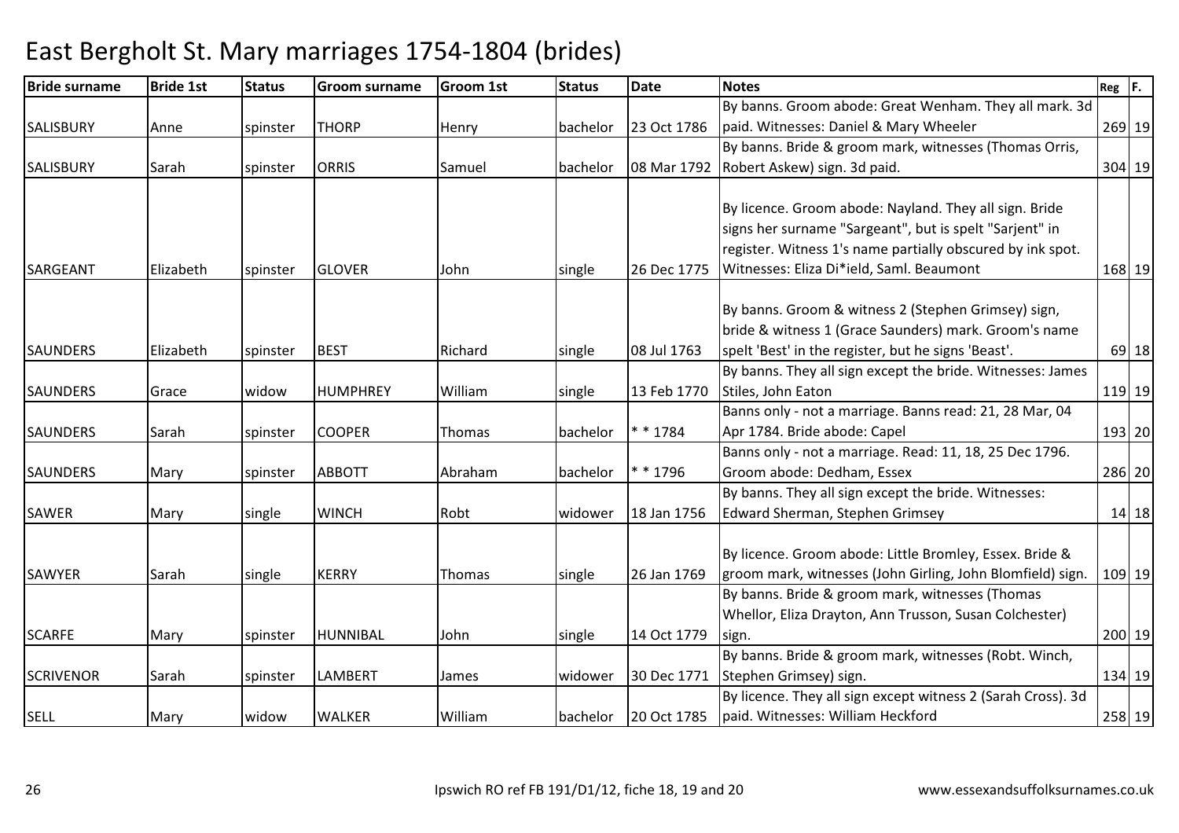# East Bergholt St. Mary marriages 1754-1804 (brides)

| Bride surname | Bride 1st | Status | Groom surname | Groom 1st | Status | Date | Notes | Reg | F. |
|---|---|---|---|---|---|---|---|---|---|
| SALISBURY | Anne | spinster | THORP | Henry | bachelor | 23 Oct 1786 | By banns. Groom abode: Great Wenham. They all mark. 3d paid. Witnesses: Daniel & Mary Wheeler | 269 | 19 |
| SALISBURY | Sarah | spinster | ORRIS | Samuel | bachelor | 08 Mar 1792 | By banns. Bride & groom mark, witnesses (Thomas Orris, Robert Askew) sign. 3d paid. | 304 | 19 |
| SARGEANT | Elizabeth | spinster | GLOVER | John | single | 26 Dec 1775 | By licence. Groom abode: Nayland. They all sign. Bride signs her surname "Sargeant", but is spelt "Sarjent" in register. Witness 1's name partially obscured by ink spot. Witnesses: Eliza Di*ield, Saml. Beaumont | 168 | 19 |
| SAUNDERS | Elizabeth | spinster | BEST | Richard | single | 08 Jul 1763 | By banns. Groom & witness 2 (Stephen Grimsey) sign, bride & witness 1 (Grace Saunders) mark. Groom's name spelt 'Best' in the register, but he signs 'Beast'. | 69 | 18 |
| SAUNDERS | Grace | widow | HUMPHREY | William | single | 13 Feb 1770 | By banns. They all sign except the bride. Witnesses: James Stiles, John Eaton | 119 | 19 |
| SAUNDERS | Sarah | spinster | COOPER | Thomas | bachelor | * * 1784 | Banns only - not a marriage. Banns read: 21, 28 Mar, 04 Apr 1784. Bride abode: Capel | 193 | 20 |
| SAUNDERS | Mary | spinster | ABBOTT | Abraham | bachelor | * * 1796 | Banns only - not a marriage. Read: 11, 18, 25 Dec 1796. Groom abode: Dedham, Essex | 286 | 20 |
| SAWER | Mary | single | WINCH | Robt | widower | 18 Jan 1756 | By banns. They all sign except the bride. Witnesses: Edward Sherman, Stephen Grimsey | 14 | 18 |
| SAWYER | Sarah | single | KERRY | Thomas | single | 26 Jan 1769 | By licence. Groom abode: Little Bromley, Essex. Bride & groom mark, witnesses (John Girling, John Blomfield) sign. | 109 | 19 |
| SCARFE | Mary | spinster | HUNNIBAL | John | single | 14 Oct 1779 | By banns. Bride & groom mark, witnesses (Thomas Whellor, Eliza Drayton, Ann Trusson, Susan Colchester) sign. | 200 | 19 |
| SCRIVENOR | Sarah | spinster | LAMBERT | James | widower | 30 Dec 1771 | By banns. Bride & groom mark, witnesses (Robt. Winch, Stephen Grimsey) sign. | 134 | 19 |
| SELL | Mary | widow | WALKER | William | bachelor | 20 Oct 1785 | By licence. They all sign except witness 2 (Sarah Cross). 3d paid. Witnesses: William Heckford | 258 | 19 |

Ipswich RO ref FB 191/D1/12, fiche 18, 19 and 20 www.essexandsuffolksurnames.co.uk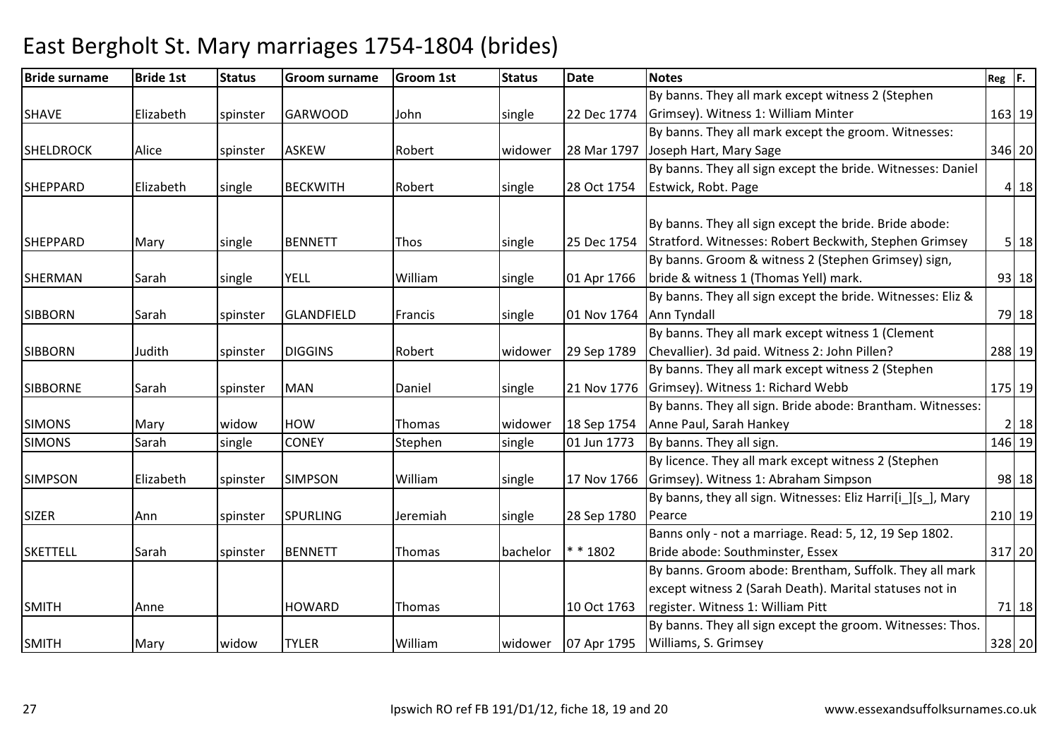# East Bergholt St. Mary marriages 1754-1804 (brides)

| Bride surname | Bride 1st | Status | Groom surname | Groom 1st | Status | Date | Notes | Reg | F. |
|---|---|---|---|---|---|---|---|---|---|
| SHAVE | Elizabeth | spinster | GARWOOD | John | single | 22 Dec 1774 | By banns. They all mark except witness 2 (Stephen Grimsey). Witness 1: William Minter | 163 | 19 |
| SHELDROCK | Alice | spinster | ASKEW | Robert | widower | 28 Mar 1797 | By banns. They all mark except the groom. Witnesses: Joseph Hart, Mary Sage | 346 | 20 |
| SHEPPARD | Elizabeth | single | BECKWITH | Robert | single | 28 Oct 1754 | By banns. They all sign except the bride. Witnesses: Daniel Estwick, Robt. Page | 4 | 18 |
| SHEPPARD | Mary | single | BENNETT | Thos | single | 25 Dec 1754 | By banns. They all sign except the bride. Bride abode: Stratford. Witnesses: Robert Beckwith, Stephen Grimsey | 5 | 18 |
| SHERMAN | Sarah | single | YELL | William | single | 01 Apr 1766 | By banns. Groom & witness 2 (Stephen Grimsey) sign, bride & witness 1 (Thomas Yell) mark. | 93 | 18 |
| SIBBORN | Sarah | spinster | GLANDFIELD | Francis | single | 01 Nov 1764 | By banns. They all sign except the bride. Witnesses: Eliz & Ann Tyndall | 79 | 18 |
| SIBBORN | Judith | spinster | DIGGINS | Robert | widower | 29 Sep 1789 | By banns. They all mark except witness 1 (Clement Chevallier). 3d paid. Witness 2: John Pillen? | 288 | 19 |
| SIBBORNE | Sarah | spinster | MAN | Daniel | single | 21 Nov 1776 | By banns. They all mark except witness 2 (Stephen Grimsey). Witness 1: Richard Webb | 175 | 19 |
| SIMONS | Mary | widow | HOW | Thomas | widower | 18 Sep 1754 | By banns. They all sign. Bride abode: Brantham. Witnesses: Anne Paul, Sarah Hankey | 2 | 18 |
| SIMONS | Sarah | single | CONEY | Stephen | single | 01 Jun 1773 | By banns. They all sign. | 146 | 19 |
| SIMPSON | Elizabeth | spinster | SIMPSON | William | single | 17 Nov 1766 | By licence. They all mark except witness 2 (Stephen Grimsey). Witness 1: Abraham Simpson | 98 | 18 |
| SIZER | Ann | spinster | SPURLING | Jeremiah | single | 28 Sep 1780 | By banns, they all sign. Witnesses: Eliz Harri[i_][s_], Mary Pearce | 210 | 19 |
| SKETTELL | Sarah | spinster | BENNETT | Thomas | bachelor | * * 1802 | Banns only - not a marriage. Read: 5, 12, 19 Sep 1802. Bride abode: Southminster, Essex | 317 | 20 |
| SMITH | Anne | | HOWARD | Thomas | | 10 Oct 1763 | By banns. Groom abode: Brentham, Suffolk. They all mark except witness 2 (Sarah Death). Marital statuses not in register. Witness 1: William Pitt | 71 | 18 |
| SMITH | Mary | widow | TYLER | William | widower | 07 Apr 1795 | By banns. They all sign except the groom. Witnesses: Thos. Williams, S. Grimsey | 328 | 20 |

Ipswich RO ref FB 191/D1/12, fiche 18, 19 and 20

www.essexandsuffolksurnames.co.uk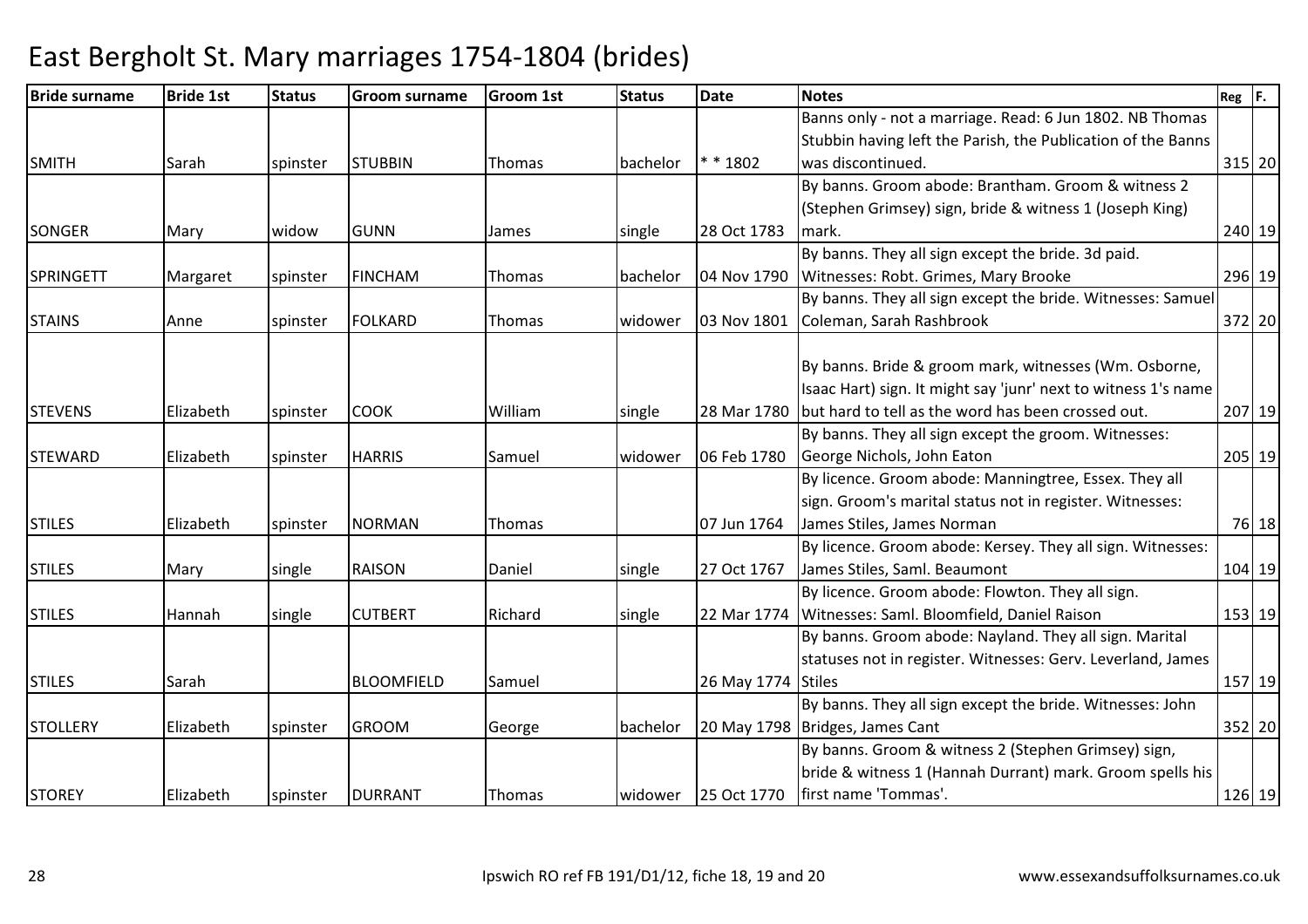# East Bergholt St. Mary marriages 1754-1804 (brides)

| Bride surname | Bride 1st | Status | Groom surname | Groom 1st | Status | Date | Notes | Reg | F. |
|---|---|---|---|---|---|---|---|---|---|
| SMITH | Sarah | spinster | STUBBIN | Thomas | bachelor | * * 1802 | Banns only - not a marriage. Read: 6 Jun 1802. NB Thomas Stubbin having left the Parish, the Publication of the Banns was discontinued. | 315 | 20 |
| SONGER | Mary | widow | GUNN | James | single | 28 Oct 1783 | By banns. Groom abode: Brantham. Groom & witness 2 (Stephen Grimsey) sign, bride & witness 1 (Joseph King) mark. | 240 | 19 |
| SPRINGETT | Margaret | spinster | FINCHAM | Thomas | bachelor | 04 Nov 1790 | By banns. They all sign except the bride. 3d paid. Witnesses: Robt. Grimes, Mary Brooke | 296 | 19 |
| STAINS | Anne | spinster | FOLKARD | Thomas | widower | 03 Nov 1801 | By banns. They all sign except the bride. Witnesses: Samuel Coleman, Sarah Rashbrook | 372 | 20 |
| STEVENS | Elizabeth | spinster | COOK | William | single | 28 Mar 1780 | By banns. Bride & groom mark, witnesses (Wm. Osborne, Isaac Hart) sign. It might say 'junr' next to witness 1's name but hard to tell as the word has been crossed out. | 207 | 19 |
| STEWARD | Elizabeth | spinster | HARRIS | Samuel | widower | 06 Feb 1780 | By banns. They all sign except the groom. Witnesses: George Nichols, John Eaton | 205 | 19 |
| STILES | Elizabeth | spinster | NORMAN | Thomas | | 07 Jun 1764 | By licence. Groom abode: Manningtree, Essex. They all sign. Groom's marital status not in register. Witnesses: James Stiles, James Norman | 76 | 18 |
| STILES | Mary | single | RAISON | Daniel | single | 27 Oct 1767 | By licence. Groom abode: Kersey. They all sign. Witnesses: James Stiles, Saml. Beaumont | 104 | 19 |
| STILES | Hannah | single | CUTBERT | Richard | single | 22 Mar 1774 | By licence. Groom abode: Flowton. They all sign. Witnesses: Saml. Bloomfield, Daniel Raison | 153 | 19 |
| STILES | Sarah | | BLOOMFIELD | Samuel | | 26 May 1774 | By banns. Groom abode: Nayland. They all sign. Marital statuses not in register. Witnesses: Gerv. Leverland, James Stiles | 157 | 19 |
| STOLLERY | Elizabeth | spinster | GROOM | George | bachelor | 20 May 1798 | By banns. They all sign except the bride. Witnesses: John Bridges, James Cant | 352 | 20 |
| STOREY | Elizabeth | spinster | DURRANT | Thomas | widower | 25 Oct 1770 | By banns. Groom & witness 2 (Stephen Grimsey) sign, bride & witness 1 (Hannah Durrant) mark. Groom spells his first name 'Tommas'. | 126 | 19 |

Ipswich RO ref FB 191/D1/12, fiche 18, 19 and 20 www.essexandsuffolksurnames.co.uk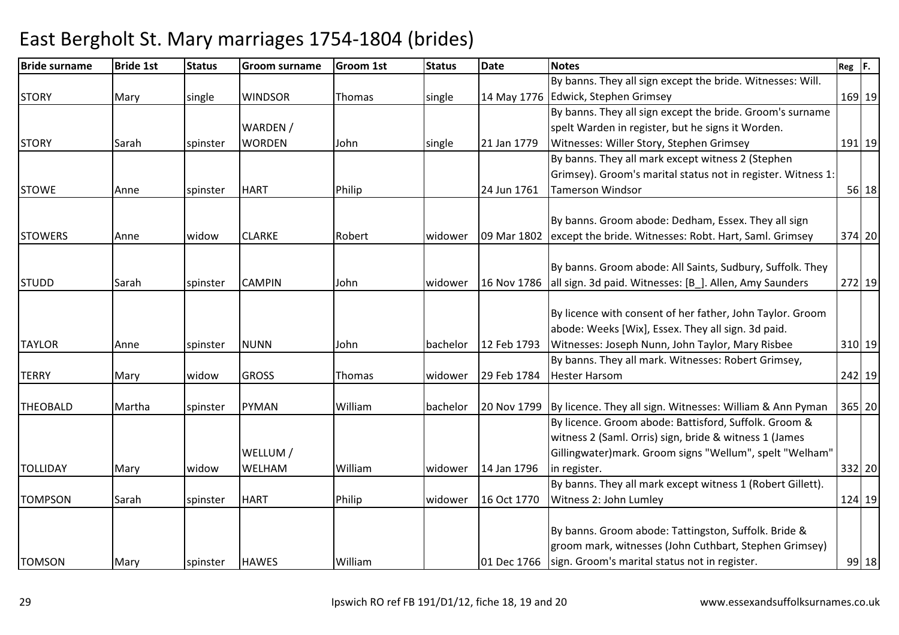# East Bergholt St. Mary marriages 1754-1804 (brides)

| Bride surname | Bride 1st | Status | Groom surname | Groom 1st | Status | Date | Notes | Reg | F. |
|---|---|---|---|---|---|---|---|---|---|
| STORY | Mary | single | WINDSOR | Thomas | single | 14 May 1776 | By banns. They all sign except the bride. Witnesses: Will. Edwick, Stephen Grimsey | 169 | 19 |
| STORY | Sarah | spinster | WARDEN / WORDEN | John | single | 21 Jan 1779 | By banns. They all sign except the bride. Groom's surname spelt Warden in register, but he signs it Worden. Witnesses: Willer Story, Stephen Grimsey | 191 | 19 |
| STOWE | Anne | spinster | HART | Philip | | 24 Jun 1761 | By banns. They all mark except witness 2 (Stephen Grimsey). Groom's marital status not in register. Witness 1: Tamerson Windsor | 56 | 18 |
| STOWERS | Anne | widow | CLARKE | Robert | widower | 09 Mar 1802 | By banns. Groom abode: Dedham, Essex. They all sign except the bride. Witnesses: Robt. Hart, Saml. Grimsey | 374 | 20 |
| STUDD | Sarah | spinster | CAMPIN | John | widower | 16 Nov 1786 | By banns. Groom abode: All Saints, Sudbury, Suffolk. They all sign. 3d paid. Witnesses: [B_]. Allen, Amy Saunders | 272 | 19 |
| TAYLOR | Anne | spinster | NUNN | John | bachelor | 12 Feb 1793 | By licence with consent of her father, John Taylor. Groom abode: Weeks [Wix], Essex. They all sign. 3d paid. Witnesses: Joseph Nunn, John Taylor, Mary Risbee | 310 | 19 |
| TERRY | Mary | widow | GROSS | Thomas | widower | 29 Feb 1784 | By banns. They all mark. Witnesses: Robert Grimsey, Hester Harsom | 242 | 19 |
| THEOBALD | Martha | spinster | PYMAN | William | bachelor | 20 Nov 1799 | By licence. They all sign. Witnesses: William & Ann Pyman | 365 | 20 |
| TOLLIDAY | Mary | widow | WELLUM / WELHAM | William | widower | 14 Jan 1796 | By licence. Groom abode: Battisford, Suffolk. Groom & witness 2 (Saml. Orris) sign, bride & witness 1 (James Gillingwater)mark. Groom signs "Wellum", spelt "Welham" in register. | 332 | 20 |
| TOMPSON | Sarah | spinster | HART | Philip | widower | 16 Oct 1770 | By banns. They all mark except witness 1 (Robert Gillett). Witness 2: John Lumley | 124 | 19 |
| TOMSON | Mary | spinster | HAWES | William | | 01 Dec 1766 | By banns. Groom abode: Tattingston, Suffolk. Bride & groom mark, witnesses (John Cuthbart, Stephen Grimsey) sign. Groom's marital status not in register. | 99 | 18 |

Ipswich RO ref FB 191/D1/12, fiche 18, 19 and 20 www.essexandsuffolksurnames.co.uk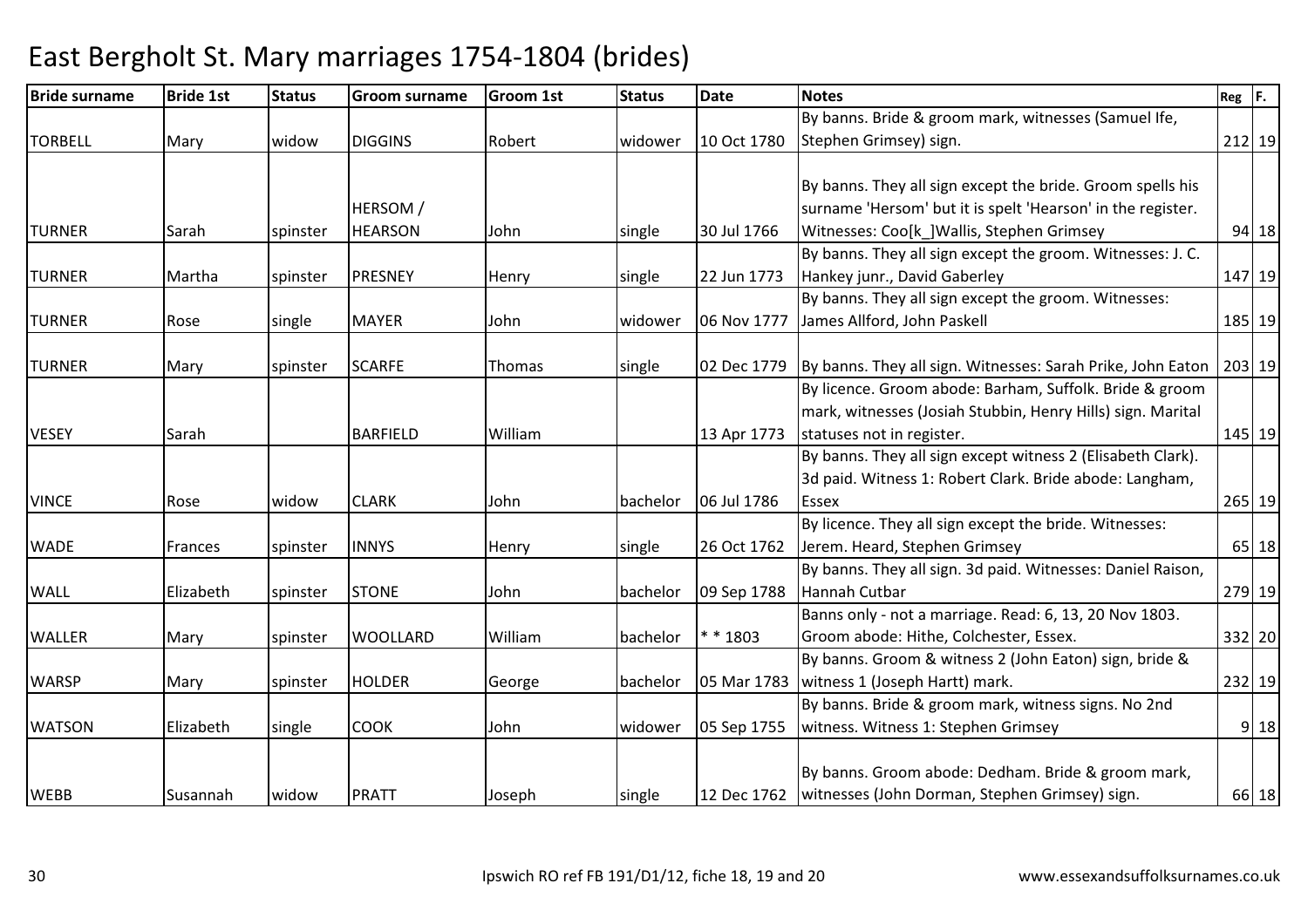# East Bergholt St. Mary marriages 1754-1804 (brides)

| Bride surname | Bride 1st | Status | Groom surname | Groom 1st | Status | Date | Notes | Reg | F. |
|---|---|---|---|---|---|---|---|---|---|
| TORBELL | Mary | widow | DIGGINS | Robert | widower | 10 Oct 1780 | By banns. Bride & groom mark, witnesses (Samuel Ife, Stephen Grimsey) sign. | 212 | 19 |
| TURNER | Sarah | spinster | HERSOM / HEARSON | John | single | 30 Jul 1766 | By banns. They all sign except the bride. Groom spells his surname 'Hersom' but it is spelt 'Hearson' in the register. Witnesses: Coo[k_]Wallis, Stephen Grimsey | 94 | 18 |
| TURNER | Martha | spinster | PRESNEY | Henry | single | 22 Jun 1773 | By banns. They all sign except the groom. Witnesses: J. C. Hankey junr., David Gaberley | 147 | 19 |
| TURNER | Rose | single | MAYER | John | widower | 06 Nov 1777 | By banns. They all sign except the groom. Witnesses: James Allford, John Paskell | 185 | 19 |
| TURNER | Mary | spinster | SCARFE | Thomas | single | 02 Dec 1779 | By banns. They all sign. Witnesses: Sarah Prike, John Eaton | 203 | 19 |
| VESEY | Sarah | | BARFIELD | William | | 13 Apr 1773 | By licence. Groom abode: Barham, Suffolk. Bride & groom mark, witnesses (Josiah Stubbin, Henry Hills) sign. Marital statuses not in register. | 145 | 19 |
| VINCE | Rose | widow | CLARK | John | bachelor | 06 Jul 1786 | By banns. They all sign except witness 2 (Elisabeth Clark). 3d paid. Witness 1: Robert Clark. Bride abode: Langham, Essex | 265 | 19 |
| WADE | Frances | spinster | INNYS | Henry | single | 26 Oct 1762 | By licence. They all sign except the bride. Witnesses: Jerem. Heard, Stephen Grimsey | 65 | 18 |
| WALL | Elizabeth | spinster | STONE | John | bachelor | 09 Sep 1788 | By banns. They all sign. 3d paid. Witnesses: Daniel Raison, Hannah Cutbar | 279 | 19 |
| WALLER | Mary | spinster | WOOLLARD | William | bachelor | * * 1803 | Banns only - not a marriage. Read: 6, 13, 20 Nov 1803. Groom abode: Hithe, Colchester, Essex. | 332 | 20 |
| WARSP | Mary | spinster | HOLDER | George | bachelor | 05 Mar 1783 | By banns. Groom & witness 2 (John Eaton) sign, bride & witness 1 (Joseph Hartt) mark. | 232 | 19 |
| WATSON | Elizabeth | single | COOK | John | widower | 05 Sep 1755 | By banns. Bride & groom mark, witness signs. No 2nd witness. Witness 1: Stephen Grimsey | 9 | 18 |
| WEBB | Susannah | widow | PRATT | Joseph | single | 12 Dec 1762 | By banns. Groom abode: Dedham. Bride & groom mark, witnesses (John Dorman, Stephen Grimsey) sign. | 66 | 18 |

Ipswich RO ref FB 191/D1/12, fiche 18, 19 and 20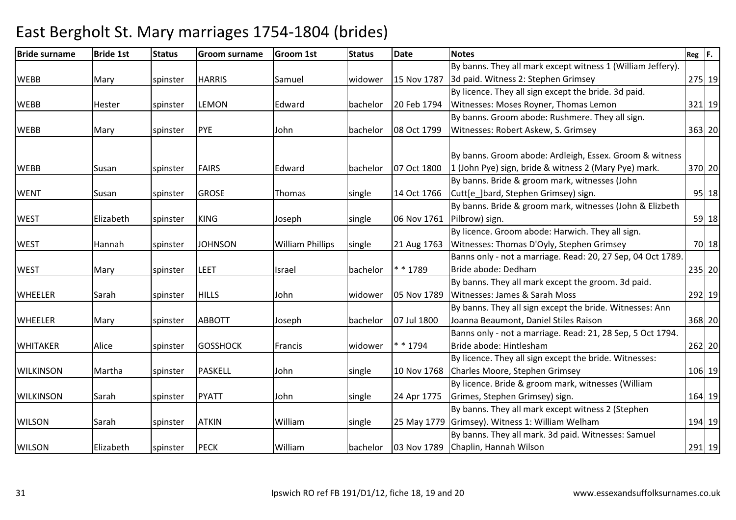# East Bergholt St. Mary marriages 1754-1804 (brides)

| Bride surname | Bride 1st | Status | Groom surname | Groom 1st | Status | Date | Notes | Reg | F. |
|---|---|---|---|---|---|---|---|---|---|
| WEBB | Mary | spinster | HARRIS | Samuel | widower | 15 Nov 1787 | By banns. They all mark except witness 1 (William Jeffery). 3d paid. Witness 2: Stephen Grimsey | 275 | 19 |
| WEBB | Hester | spinster | LEMON | Edward | bachelor | 20 Feb 1794 | By licence. They all sign except the bride. 3d paid. Witnesses: Moses Royner, Thomas Lemon | 321 | 19 |
| WEBB | Mary | spinster | PYE | John | bachelor | 08 Oct 1799 | By banns. Groom abode: Rushmere. They all sign. Witnesses: Robert Askew, S. Grimsey | 363 | 20 |
| WEBB | Susan | spinster | FAIRS | Edward | bachelor | 07 Oct 1800 | By banns. Groom abode: Ardleigh, Essex. Groom & witness 1 (John Pye) sign, bride & witness 2 (Mary Pye) mark. | 370 | 20 |
| WENT | Susan | spinster | GROSE | Thomas | single | 14 Oct 1766 | By banns. Bride & groom mark, witnesses (John Cutt[e_]bard, Stephen Grimsey) sign. | 95 | 18 |
| WEST | Elizabeth | spinster | KING | Joseph | single | 06 Nov 1761 | By banns. Bride & groom mark, witnesses (John & Elizbeth Pilbrow) sign. | 59 | 18 |
| WEST | Hannah | spinster | JOHNSON | William Phillips | single | 21 Aug 1763 | By licence. Groom abode: Harwich. They all sign. Witnesses: Thomas D'Oyly, Stephen Grimsey | 70 | 18 |
| WEST | Mary | spinster | LEET | Israel | bachelor | * * 1789 | Banns only - not a marriage. Read: 20, 27 Sep, 04 Oct 1789. Bride abode: Dedham | 235 | 20 |
| WHEELER | Sarah | spinster | HILLS | John | widower | 05 Nov 1789 | By banns. They all mark except the groom. 3d paid. Witnesses: James & Sarah Moss | 292 | 19 |
| WHEELER | Mary | spinster | ABBOTT | Joseph | bachelor | 07 Jul 1800 | By banns. They all sign except the bride. Witnesses: Ann Joanna Beaumont, Daniel Stiles Raison | 368 | 20 |
| WHITAKER | Alice | spinster | GOSSHOCK | Francis | widower | * * 1794 | Banns only - not a marriage. Read: 21, 28 Sep, 5 Oct 1794. Bride abode: Hintlesham | 262 | 20 |
| WILKINSON | Martha | spinster | PASKELL | John | single | 10 Nov 1768 | By licence. They all sign except the bride. Witnesses: Charles Moore, Stephen Grimsey | 106 | 19 |
| WILKINSON | Sarah | spinster | PYATT | John | single | 24 Apr 1775 | By licence. Bride & groom mark, witnesses (William Grimes, Stephen Grimsey) sign. | 164 | 19 |
| WILSON | Sarah | spinster | ATKIN | William | single | 25 May 1779 | By banns. They all mark except witness 2 (Stephen Grimsey). Witness 1: William Welham | 194 | 19 |
| WILSON | Elizabeth | spinster | PECK | William | bachelor | 03 Nov 1789 | By banns. They all mark. 3d paid. Witnesses: Samuel Chaplin, Hannah Wilson | 291 | 19 |

Ipswich RO ref FB 191/D1/12, fiche 18, 19 and 20 www.essexandsuffolksurnames.co.uk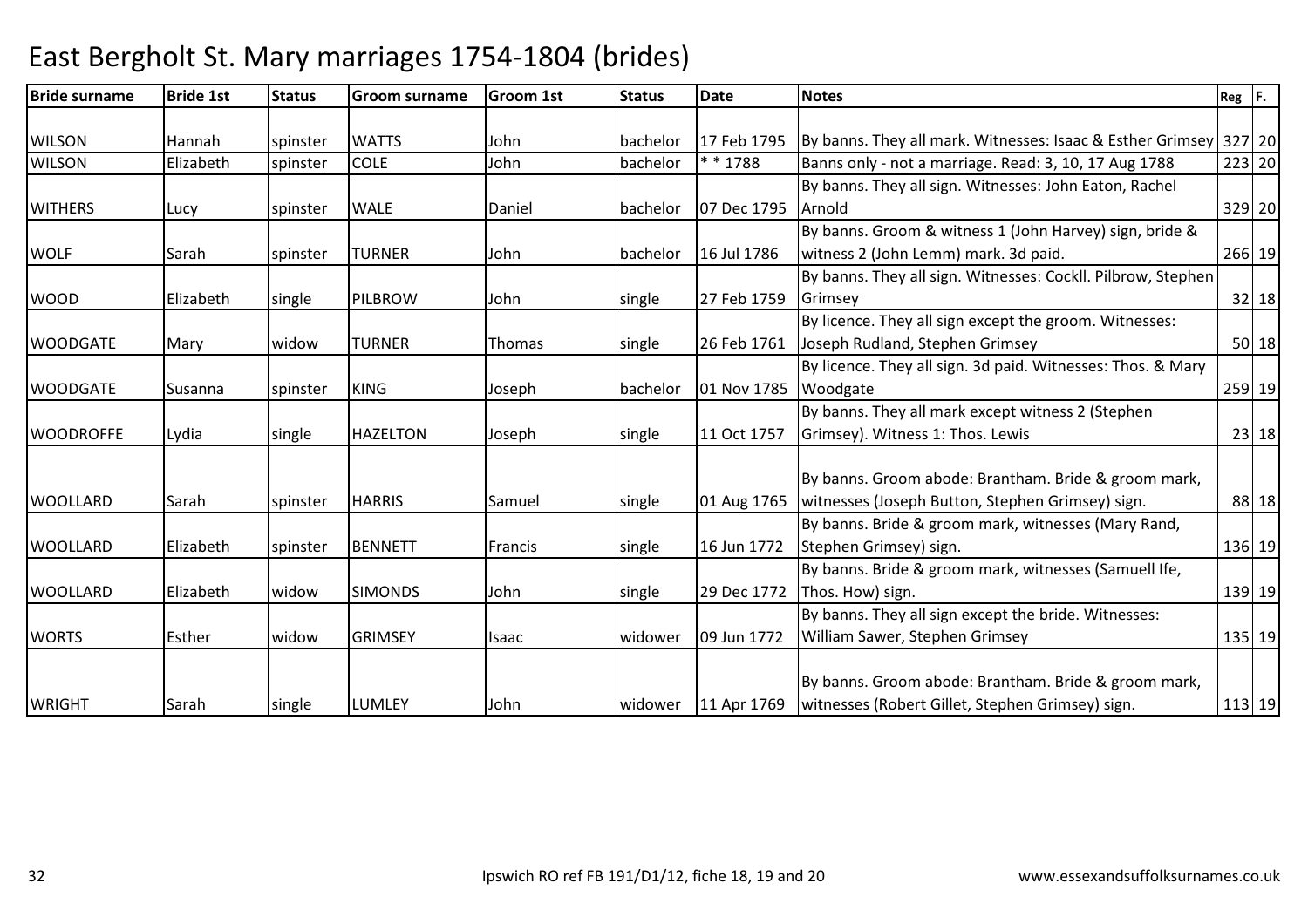# East Bergholt St. Mary marriages 1754-1804 (brides)

| Bride surname | Bride 1st | Status | Groom surname | Groom 1st | Status | Date | Notes | Reg | F. |
|---|---|---|---|---|---|---|---|---|---|
| WILSON | Hannah | spinster | WATTS | John | bachelor | 17 Feb 1795 | By banns. They all mark. Witnesses: Isaac & Esther Grimsey | 327 | 20 |
| WILSON | Elizabeth | spinster | COLE | John | bachelor | * * 1788 | Banns only - not a marriage. Read: 3, 10, 17 Aug 1788 | 223 | 20 |
| WITHERS | Lucy | spinster | WALE | Daniel | bachelor | 07 Dec 1795 | By banns. They all sign. Witnesses: John Eaton, Rachel Arnold | 329 | 20 |
| WOLF | Sarah | spinster | TURNER | John | bachelor | 16 Jul 1786 | By banns. Groom & witness 1 (John Harvey) sign, bride & witness 2 (John Lemm) mark. 3d paid. | 266 | 19 |
| WOOD | Elizabeth | single | PILBROW | John | single | 27 Feb 1759 | By banns. They all sign. Witnesses: Cockll. Pilbrow, Stephen Grimsey | 32 | 18 |
| WOODGATE | Mary | widow | TURNER | Thomas | single | 26 Feb 1761 | By licence. They all sign except the groom. Witnesses: Joseph Rudland, Stephen Grimsey | 50 | 18 |
| WOODGATE | Susanna | spinster | KING | Joseph | bachelor | 01 Nov 1785 | By licence. They all sign. 3d paid. Witnesses: Thos. & Mary Woodgate | 259 | 19 |
| WOODROFFE | Lydia | single | HAZELTON | Joseph | single | 11 Oct 1757 | By banns. They all mark except witness 2 (Stephen Grimsey). Witness 1: Thos. Lewis | 23 | 18 |
| WOOLLARD | Sarah | spinster | HARRIS | Samuel | single | 01 Aug 1765 | By banns. Groom abode: Brantham. Bride & groom mark, witnesses (Joseph Button, Stephen Grimsey) sign. | 88 | 18 |
| WOOLLARD | Elizabeth | spinster | BENNETT | Francis | single | 16 Jun 1772 | By banns. Bride & groom mark, witnesses (Mary Rand, Stephen Grimsey) sign. | 136 | 19 |
| WOOLLARD | Elizabeth | widow | SIMONDS | John | single | 29 Dec 1772 | By banns. Bride & groom mark, witnesses (Samuell Ife, Thos. How) sign. | 139 | 19 |
| WORTS | Esther | widow | GRIMSEY | Isaac | widower | 09 Jun 1772 | By banns. They all sign except the bride. Witnesses: William Sawer, Stephen Grimsey | 135 | 19 |
| WRIGHT | Sarah | single | LUMLEY | John | widower | 11 Apr 1769 | By banns. Groom abode: Brantham. Bride & groom mark, witnesses (Robert Gillet, Stephen Grimsey) sign. | 113 | 19 |

Ipswich RO ref FB 191/D1/12, fiche 18, 19 and 20

www.essexandsuffolksurnames.co.uk